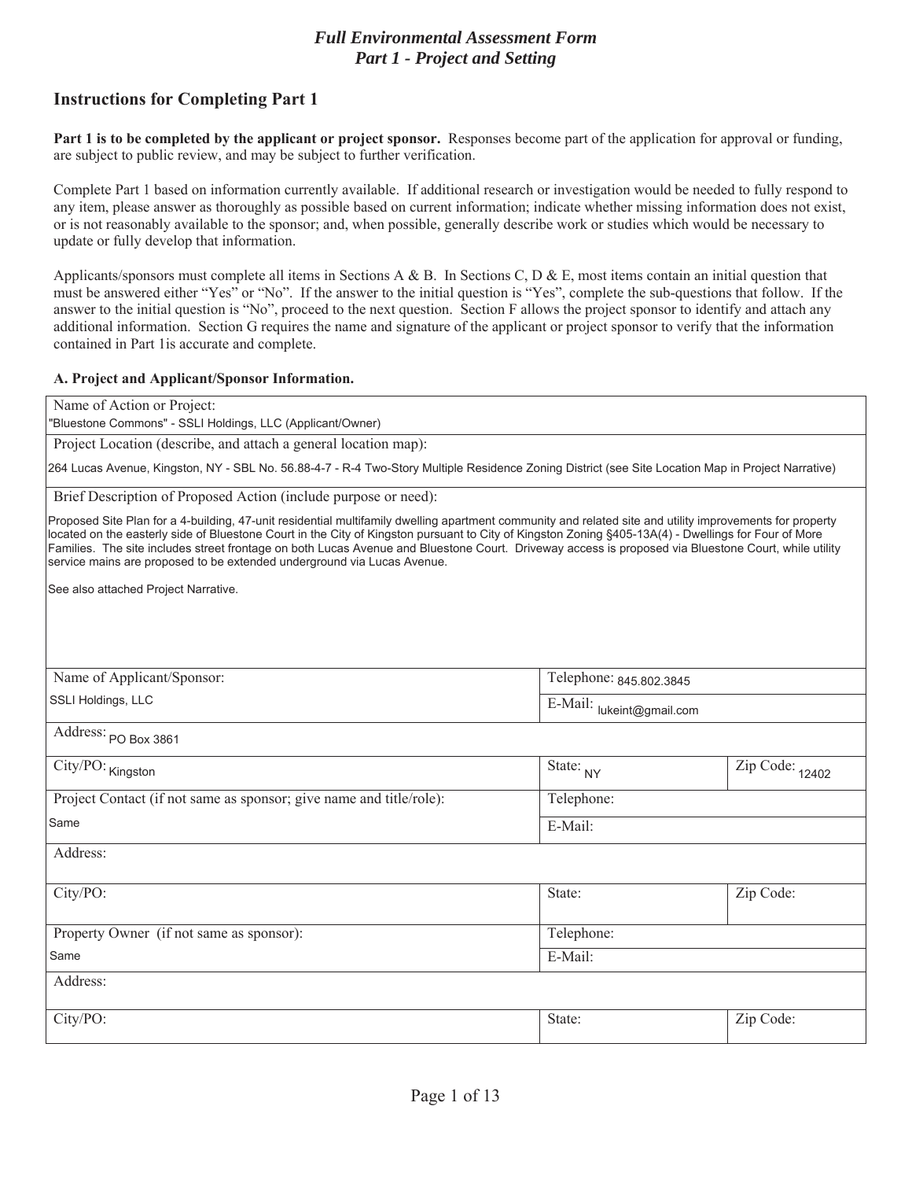# *Full Environmental Assessment Form*
# *Part 1 - Project and Setting*

## Instructions for Completing Part 1

**Part 1 is to be completed by the applicant or project sponsor.** Responses become part of the application for approval or funding, are subject to public review, and may be subject to further verification.

Complete Part 1 based on information currently available. If additional research or investigation would be needed to fully respond to any item, please answer as thoroughly as possible based on current information; indicate whether missing information does not exist, or is not reasonably available to the sponsor; and, when possible, generally describe work or studies which would be necessary to update or fully develop that information.

Applicants/sponsors must complete all items in Sections A & B. In Sections C, D & E, most items contain an initial question that must be answered either "Yes" or "No". If the answer to the initial question is "Yes", complete the sub-questions that follow. If the answer to the initial question is "No", proceed to the next question. Section F allows the project sponsor to identify and attach any additional information. Section G requires the name and signature of the applicant or project sponsor to verify that the information contained in Part 1is accurate and complete.

### A. Project and Applicant/Sponsor Information.

| | | |
|---|---|---|
| Name of Action or Project:<br>"Bluestone Commons" - SSLI Holdings, LLC (Applicant/Owner) | | |
| Project Location (describe, and attach a general location map):<br>264 Lucas Avenue, Kingston, NY - SBL No. 56.88-4-7 - R-4 Two-Story Multiple Residence Zoning District (see Site Location Map in Project Narrative) | | |
| Brief Description of Proposed Action (include purpose or need):<br>Proposed Site Plan for a 4-building, 47-unit residential multifamily dwelling apartment community and related site and utility improvements for property located on the easterly side of Bluestone Court in the City of Kingston pursuant to City of Kingston Zoning §405-13A(4) - Dwellings for Four of More Families. The site includes street frontage on both Lucas Avenue and Bluestone Court. Driveway access is proposed via Bluestone Court, while utility service mains are proposed to be extended underground via Lucas Avenue.<br><br>See also attached Project Narrative. | | |
| Name of Applicant/Sponsor:<br>SSLI Holdings, LLC | Telephone: 845.802.3845<br>E-Mail: lukeint@gmail.com | |
| Address: PO Box 3861 | | |
| City/PO: Kingston | State: NY | Zip Code: 12402 |
| Project Contact (if not same as sponsor; give name and title/role):<br>Same | Telephone:<br>E-Mail: | |
| Address: | | |
| City/PO: | State: | Zip Code: |
| Property Owner (if not same as sponsor):<br>Same | Telephone:<br>E-Mail: | |
| Address: | | |
| City/PO: | State: | Zip Code: |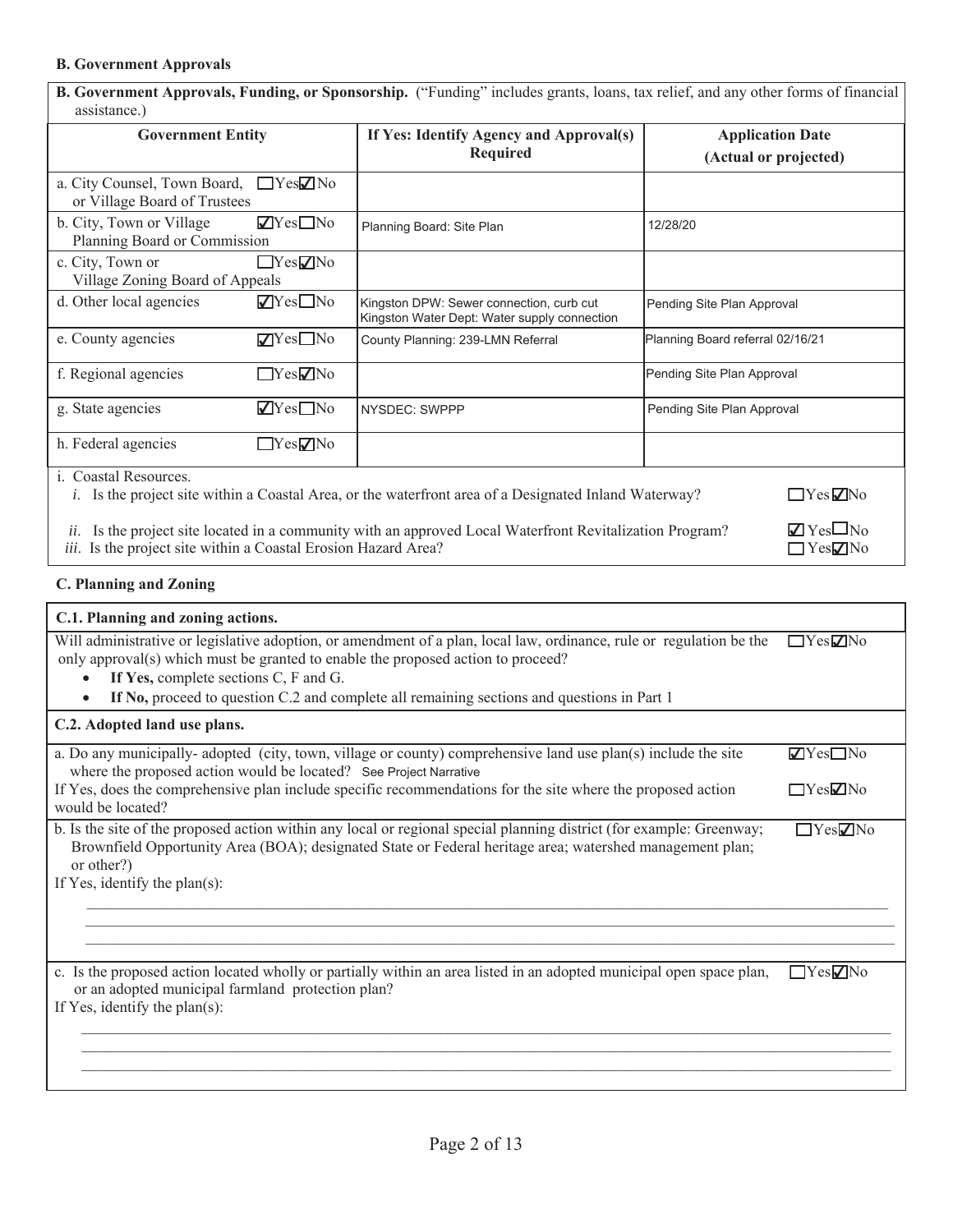### B. Government Approvals

**B. Government Approvals, Funding, or Sponsorship.** ("Funding" includes grants, loans, tax relief, and any other forms of financial assistance.)

| Government Entity | | If Yes: Identify Agency and Approval(s) Required | Application Date (Actual or projected) |
|---|---|---|---|
| a. City Counsel, Town Board, or Village Board of Trustees | ☐Yes ☑No | | |
| b. City, Town or Village Planning Board or Commission | ☑Yes ☐No | Planning Board: Site Plan | 12/28/20 |
| c. City, Town or Village Zoning Board of Appeals | ☐Yes ☑No | | |
| d. Other local agencies | ☑Yes ☐No | Kingston DPW: Sewer connection, curb cut<br>Kingston Water Dept: Water supply connection | Pending Site Plan Approval |
| e. County agencies | ☑Yes ☐No | County Planning: 239-LMN Referral | Planning Board referral 02/16/21 |
| f. Regional agencies | ☐Yes ☑No | | Pending Site Plan Approval |
| g. State agencies | ☑Yes ☐No | NYSDEC: SWPPP | Pending Site Plan Approval |
| h. Federal agencies | ☐Yes ☑No | | |

i. Coastal Resources.

*i.* Is the project site within a Coastal Area, or the waterfront area of a Designated Inland Waterway? ☐Yes ☑No

*ii.* Is the project site located in a community with an approved Local Waterfront Revitalization Program? ☑Yes ☐No

*iii.* Is the project site within a Coastal Erosion Hazard Area? ☐Yes ☑No

### C. Planning and Zoning

**C.1. Planning and zoning actions.**

Will administrative or legislative adoption, or amendment of a plan, local law, ordinance, rule or regulation be the only approval(s) which must be granted to enable the proposed action to proceed? ☐Yes ☑No

- **If Yes,** complete sections C, F and G.
- **If No,** proceed to question C.2 and complete all remaining sections and questions in Part 1

**C.2. Adopted land use plans.**

a. Do any municipally- adopted (city, town, village or county) comprehensive land use plan(s) include the site where the proposed action would be located? See Project Narrative ☑Yes ☐No

If Yes, does the comprehensive plan include specific recommendations for the site where the proposed action would be located? ☐Yes ☑No

b. Is the site of the proposed action within any local or regional special planning district (for example: Greenway; Brownfield Opportunity Area (BOA); designated State or Federal heritage area; watershed management plan; or other?) ☐Yes ☑No

If Yes, identify the plan(s):

c. Is the proposed action located wholly or partially within an area listed in an adopted municipal open space plan, or an adopted municipal farmland protection plan? ☐Yes ☑No

If Yes, identify the plan(s):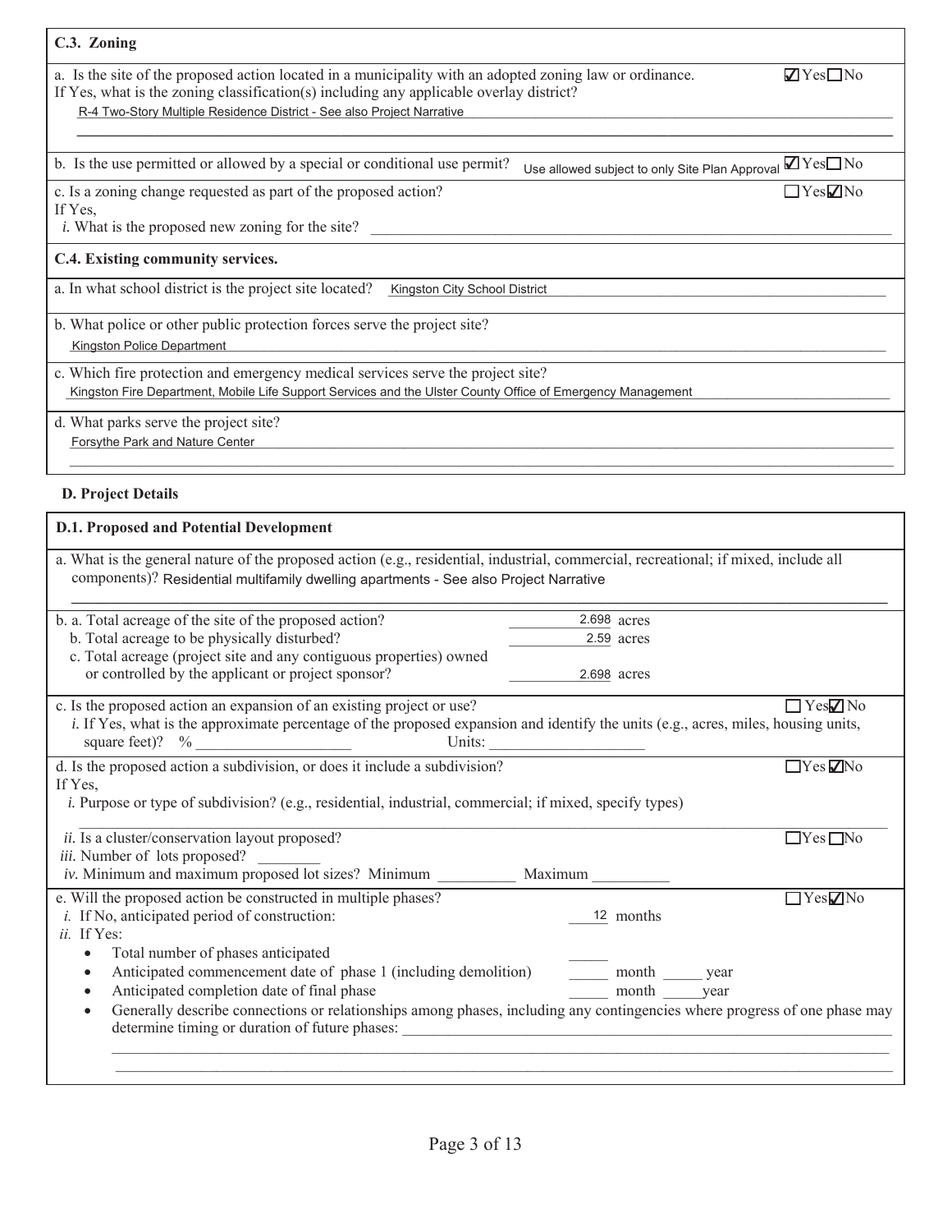### C.3. Zoning

a. Is the site of the proposed action located in a municipality with an adopted zoning law or ordinance. ☑ Yes ☐ No

If Yes, what is the zoning classification(s) including any applicable overlay district?

R-4 Two-Story Multiple Residence District - See also Project Narrative

b. Is the use permitted or allowed by a special or conditional use permit? Use allowed subject to only Site Plan Approval ☑ Yes ☐ No

c. Is a zoning change requested as part of the proposed action? ☐ Yes ☑ No

If Yes,

*i.* What is the proposed new zoning for the site? ____________

### C.4. Existing community services.

a. In what school district is the project site located? Kingston City School District

b. What police or other public protection forces serve the project site?

Kingston Police Department

c. Which fire protection and emergency medical services serve the project site?

Kingston Fire Department, Mobile Life Support Services and the Ulster County Office of Emergency Management

d. What parks serve the project site?

Forsythe Park and Nature Center

## D. Project Details

### D.1. Proposed and Potential Development

a. What is the general nature of the proposed action (e.g., residential, industrial, commercial, recreational; if mixed, include all components)? Residential multifamily dwelling apartments - See also Project Narrative

b. a. Total acreage of the site of the proposed action? 2.698 acres

b. Total acreage to be physically disturbed? 2.59 acres

c. Total acreage (project site and any contiguous properties) owned or controlled by the applicant or project sponsor? 2.698 acres

c. Is the proposed action an expansion of an existing project or use? ☐ Yes ☑ No

*i.* If Yes, what is the approximate percentage of the proposed expansion and identify the units (e.g., acres, miles, housing units, square feet)? % ____________ Units: ____________

d. Is the proposed action a subdivision, or does it include a subdivision? ☐ Yes ☑ No

If Yes,

*i.* Purpose or type of subdivision? (e.g., residential, industrial, commercial; if mixed, specify types)

*ii.* Is a cluster/conservation layout proposed? ☐ Yes ☐ No

*iii.* Number of lots proposed? ________

*iv.* Minimum and maximum proposed lot sizes? Minimum __________ Maximum __________

e. Will the proposed action be constructed in multiple phases? ☐ Yes ☑ No

*i.* If No, anticipated period of construction: 12 months

*ii.* If Yes:

- Total number of phases anticipated _____
- Anticipated commencement date of phase 1 (including demolition) _____ month _____ year
- Anticipated completion date of final phase _____ month _____ year
- Generally describe connections or relationships among phases, including any contingencies where progress of one phase may determine timing or duration of future phases: ____________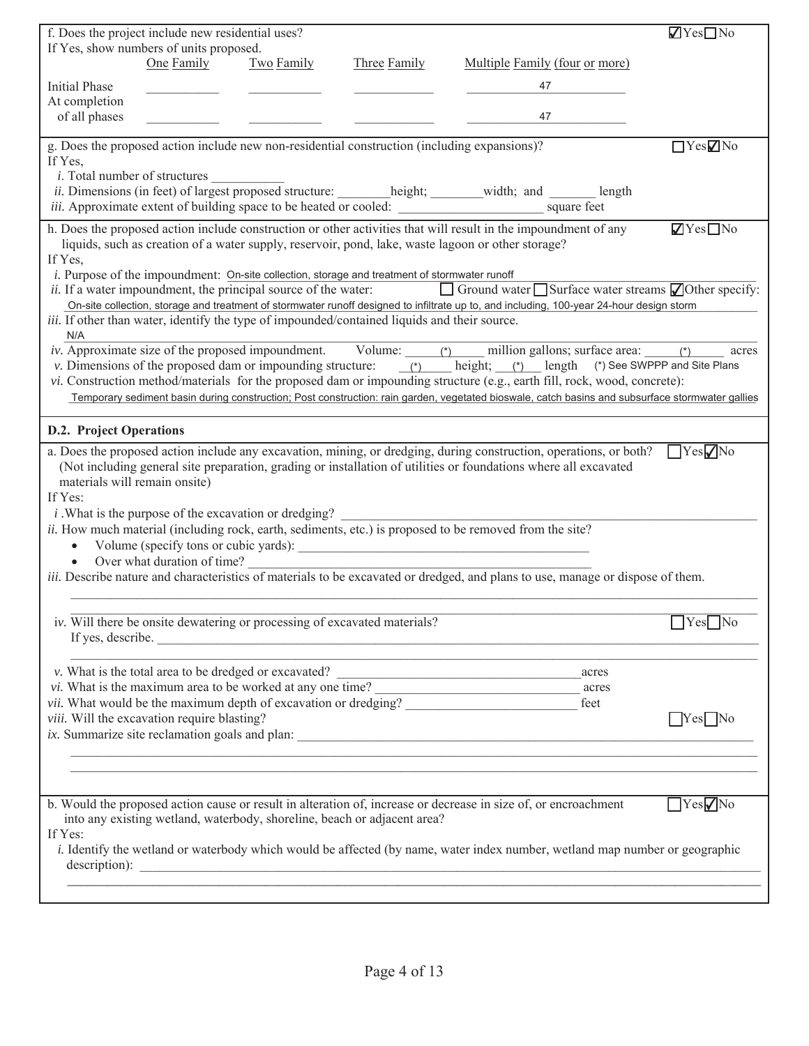f. Does the project include new residential uses? ☑Yes ☐No

If Yes, show numbers of units proposed.

| | One Family | Two Family | Three Family | Multiple Family (four or more) |
|---|---|---|---|---|
| Initial Phase | | | | 47 |
| At completion of all phases | | | | 47 |

g. Does the proposed action include new non-residential construction (including expansions)? ☐Yes ☑No

If Yes,

*i.* Total number of structures ___________

*ii.* Dimensions (in feet) of largest proposed structure: ________height; ________width; and _______ length

*iii.* Approximate extent of building space to be heated or cooled: ______________________ square feet

h. Does the proposed action include construction or other activities that will result in the impoundment of any liquids, such as creation of a water supply, reservoir, pond, lake, waste lagoon or other storage? ☑Yes ☐No

If Yes,

*i.* Purpose of the impoundment: On-site collection, storage and treatment of stormwater runoff

*ii.* If a water impoundment, the principal source of the water: ☐ Ground water ☐ Surface water streams ☑ Other specify:

On-site collection, storage and treatment of stormwater runoff designed to infiltrate up to, and including, 100-year 24-hour design storm

*iii.* If other than water, identify the type of impounded/contained liquids and their source.

N/A

*iv.* Approximate size of the proposed impoundment. Volume: (*) million gallons; surface area: (*) acres

*v.* Dimensions of the proposed dam or impounding structure: (*) height; (*) length (*) See SWPPP and Site Plans

*vi.* Construction method/materials for the proposed dam or impounding structure (e.g., earth fill, rock, wood, concrete):

Temporary sediment basin during construction; Post construction: rain garden, vegetated bioswale, catch basins and subsurface stormwater gallies

## D.2. Project Operations

a. Does the proposed action include any excavation, mining, or dredging, during construction, operations, or both? ☐Yes ☑No (Not including general site preparation, grading or installation of utilities or foundations where all excavated materials will remain onsite)

If Yes:

*i.* What is the purpose of the excavation or dredging? ____________________

*ii.* How much material (including rock, earth, sediments, etc.) is proposed to be removed from the site?

- Volume (specify tons or cubic yards): ____________________
- Over what duration of time? ____________________

*iii.* Describe nature and characteristics of materials to be excavated or dredged, and plans to use, manage or dispose of them.

____________________

*iv.* Will there be onsite dewatering or processing of excavated materials? ☐Yes ☐No

If yes, describe. ____________________

*v.* What is the total area to be dredged or excavated? ____________________ acres

*vi.* What is the maximum area to be worked at any one time? ____________________ acres

*vii.* What would be the maximum depth of excavation or dredging? ____________________ feet

*viii.* Will the excavation require blasting? ☐Yes ☐No

*ix.* Summarize site reclamation goals and plan: ____________________

b. Would the proposed action cause or result in alteration of, increase or decrease in size of, or encroachment into any existing wetland, waterbody, shoreline, beach or adjacent area? ☐Yes ☑No

If Yes:

*i.* Identify the wetland or waterbody which would be affected (by name, water index number, wetland map number or geographic description): ____________________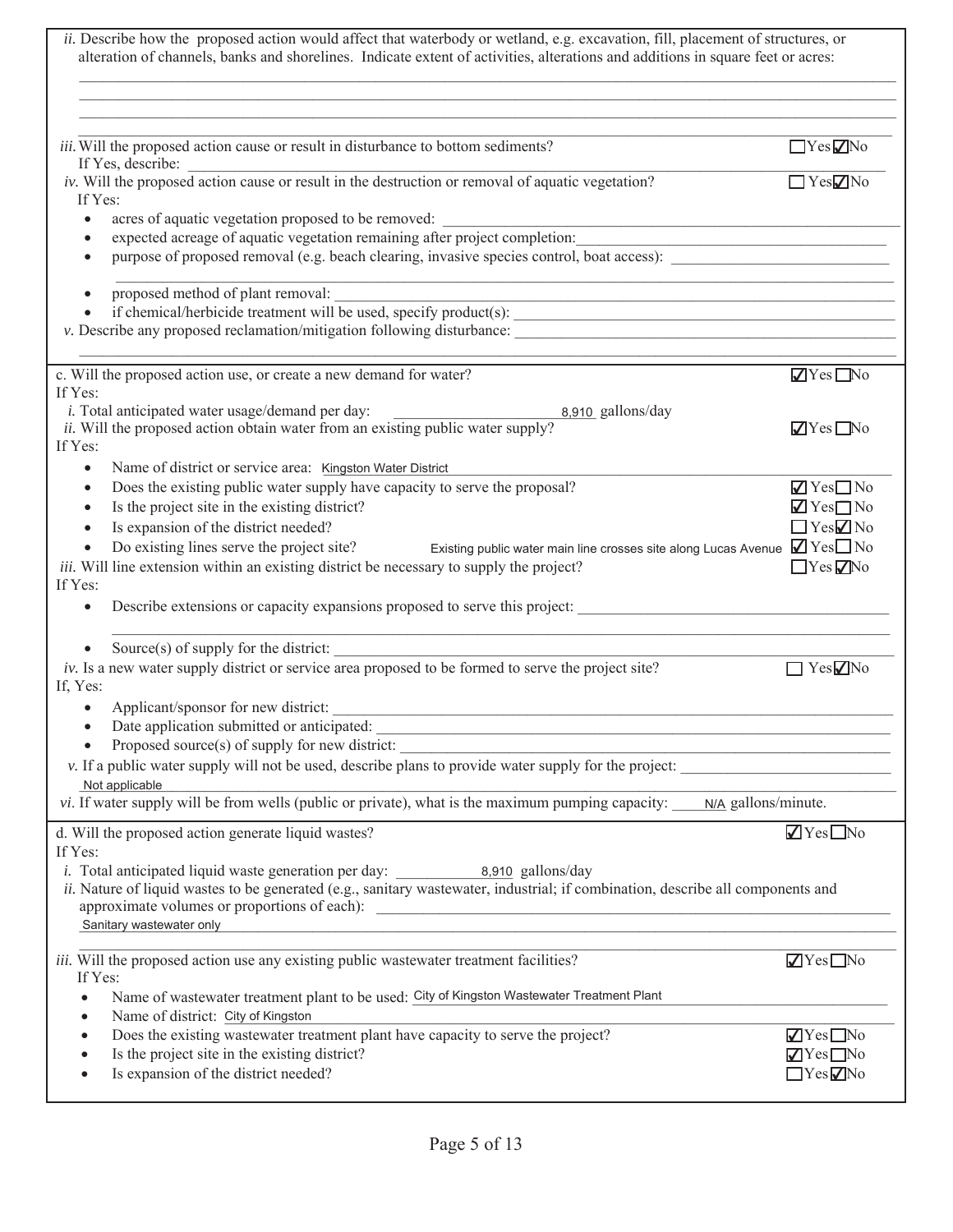*ii.* Describe how the proposed action would affect that waterbody or wetland, e.g. excavation, fill, placement of structures, or alteration of channels, banks and shorelines. Indicate extent of activities, alterations and additions in square feet or acres:

*iii.* Will the proposed action cause or result in disturbance to bottom sediments? ☐Yes ☑No
If Yes, describe:

*iv.* Will the proposed action cause or result in the destruction or removal of aquatic vegetation? ☐Yes ☑No
If Yes:

- acres of aquatic vegetation proposed to be removed:
- expected acreage of aquatic vegetation remaining after project completion:
- purpose of proposed removal (e.g. beach clearing, invasive species control, boat access):
- proposed method of plant removal:
- if chemical/herbicide treatment will be used, specify product(s):

*v.* Describe any proposed reclamation/mitigation following disturbance:

---

c. Will the proposed action use, or create a new demand for water? ☑Yes ☐No
If Yes:

*i.* Total anticipated water usage/demand per day: 8,910 gallons/day

*ii.* Will the proposed action obtain water from an existing public water supply? ☑Yes ☐No
If Yes:

- Name of district or service area: Kingston Water District
- Does the existing public water supply have capacity to serve the proposal? ☑Yes ☐No
- Is the project site in the existing district? ☑Yes ☐No
- Is expansion of the district needed? ☐Yes ☑No
- Do existing lines serve the project site? Existing public water main line crosses site along Lucas Avenue ☑Yes ☐No

*iii.* Will line extension within an existing district be necessary to supply the project? ☐Yes ☑No
If Yes:

- Describe extensions or capacity expansions proposed to serve this project:
- Source(s) of supply for the district:

*iv.* Is a new water supply district or service area proposed to be formed to serve the project site? ☐Yes ☑No
If, Yes:

- Applicant/sponsor for new district:
- Date application submitted or anticipated:
- Proposed source(s) of supply for new district:

*v.* If a public water supply will not be used, describe plans to provide water supply for the project:
Not applicable

*vi.* If water supply will be from wells (public or private), what is the maximum pumping capacity: N/A gallons/minute.

---

d. Will the proposed action generate liquid wastes? ☑Yes ☐No
If Yes:

*i.* Total anticipated liquid waste generation per day: 8,910 gallons/day

*ii.* Nature of liquid wastes to be generated (e.g., sanitary wastewater, industrial; if combination, describe all components and approximate volumes or proportions of each):
Sanitary wastewater only

*iii.* Will the proposed action use any existing public wastewater treatment facilities? ☑Yes ☐No
If Yes:

- Name of wastewater treatment plant to be used: City of Kingston Wastewater Treatment Plant
- Name of district: City of Kingston
- Does the existing wastewater treatment plant have capacity to serve the project? ☑Yes ☐No
- Is the project site in the existing district? ☑Yes ☐No
- Is expansion of the district needed? ☐Yes ☑No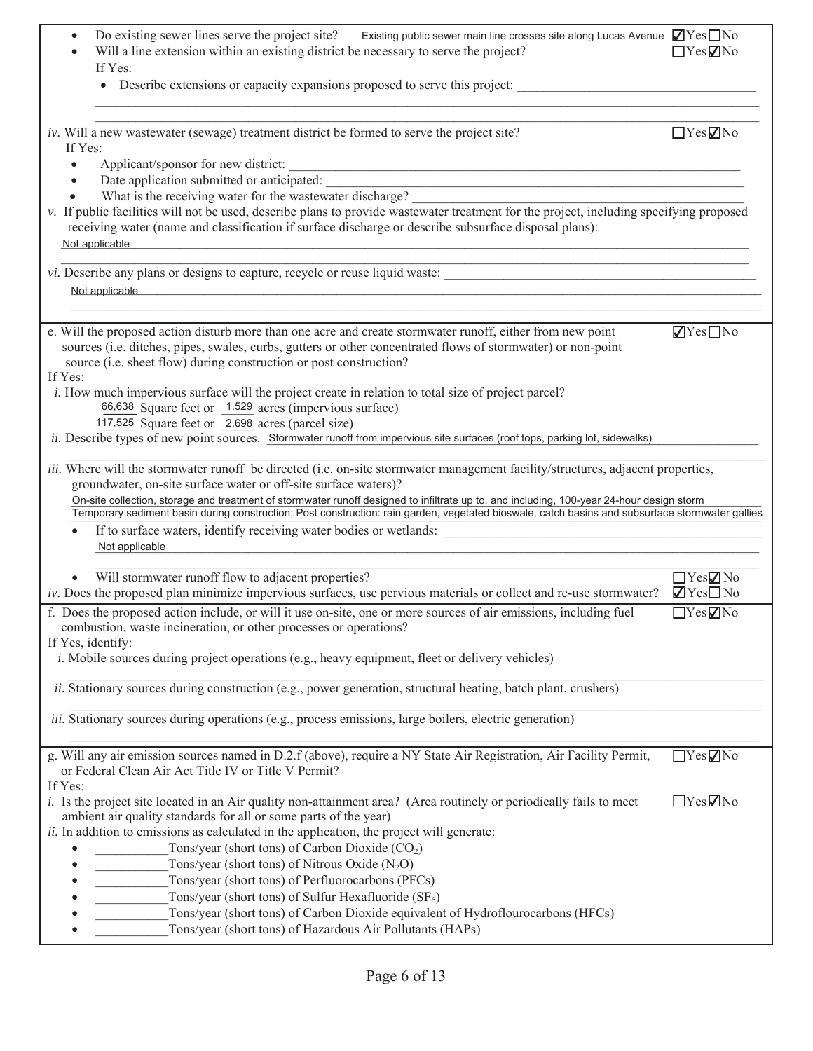- Do existing sewer lines serve the project site? Existing public sewer main line crosses site along Lucas Avenue ☑ Yes ☐ No
- Will a line extension within an existing district be necessary to serve the project? ☐ Yes ☑ No

  If Yes:

  - Describe extensions or capacity expansions proposed to serve this project: ______

*iv.* Will a new wastewater (sewage) treatment district be formed to serve the project site? ☐ Yes ☑ No

If Yes:

- Applicant/sponsor for new district: ______
- Date application submitted or anticipated: ______
- What is the receiving water for the wastewater discharge? ______

*v.* If public facilities will not be used, describe plans to provide wastewater treatment for the project, including specifying proposed receiving water (name and classification if surface discharge or describe subsurface disposal plans):

Not applicable

*vi.* Describe any plans or designs to capture, recycle or reuse liquid waste: ______

Not applicable

---

e. Will the proposed action disturb more than one acre and create stormwater runoff, either from new point sources (i.e. ditches, pipes, swales, curbs, gutters or other concentrated flows of stormwater) or non-point source (i.e. sheet flow) during construction or post construction? ☑ Yes ☐ No

If Yes:

*i.* How much impervious surface will the project create in relation to total size of project parcel?

66,638 Square feet or 1.529 acres (impervious surface)

117,525 Square feet or 2.698 acres (parcel size)

*ii.* Describe types of new point sources. Stormwater runoff from impervious site surfaces (roof tops, parking lot, sidewalks)

*iii.* Where will the stormwater runoff be directed (i.e. on-site stormwater management facility/structures, adjacent properties, groundwater, on-site surface water or off-site surface waters)?

On-site collection, storage and treatment of stormwater runoff designed to infiltrate up to, and including, 100-year 24-hour design storm

Temporary sediment basin during construction; Post construction: rain garden, vegetated bioswale, catch basins and subsurface stormwater gallies

- If to surface waters, identify receiving water bodies or wetlands: ______

  Not applicable

- Will stormwater runoff flow to adjacent properties? ☐ Yes ☑ No

*iv.* Does the proposed plan minimize impervious surfaces, use pervious materials or collect and re-use stormwater? ☑ Yes ☐ No

---

f. Does the proposed action include, or will it use on-site, one or more sources of air emissions, including fuel combustion, waste incineration, or other processes or operations? ☐ Yes ☑ No

If Yes, identify:

*i.* Mobile sources during project operations (e.g., heavy equipment, fleet or delivery vehicles)

*ii.* Stationary sources during construction (e.g., power generation, structural heating, batch plant, crushers)

*iii.* Stationary sources during operations (e.g., process emissions, large boilers, electric generation)

---

g. Will any air emission sources named in D.2.f (above), require a NY State Air Registration, Air Facility Permit, or Federal Clean Air Act Title IV or Title V Permit? ☐ Yes ☑ No

If Yes:

*i.* Is the project site located in an Air quality non-attainment area? (Area routinely or periodically fails to meet ambient air quality standards for all or some parts of the year) ☐ Yes ☑ No

*ii.* In addition to emissions as calculated in the application, the project will generate:

- ______ Tons/year (short tons) of Carbon Dioxide ($CO_2$)
- ______ Tons/year (short tons) of Nitrous Oxide ($N_2O$)
- ______ Tons/year (short tons) of Perfluorocarbons (PFCs)
- ______ Tons/year (short tons) of Sulfur Hexafluoride ($SF_6$)
- ______ Tons/year (short tons) of Carbon Dioxide equivalent of Hydroflourocarbons (HFCs)
- ______ Tons/year (short tons) of Hazardous Air Pollutants (HAPs)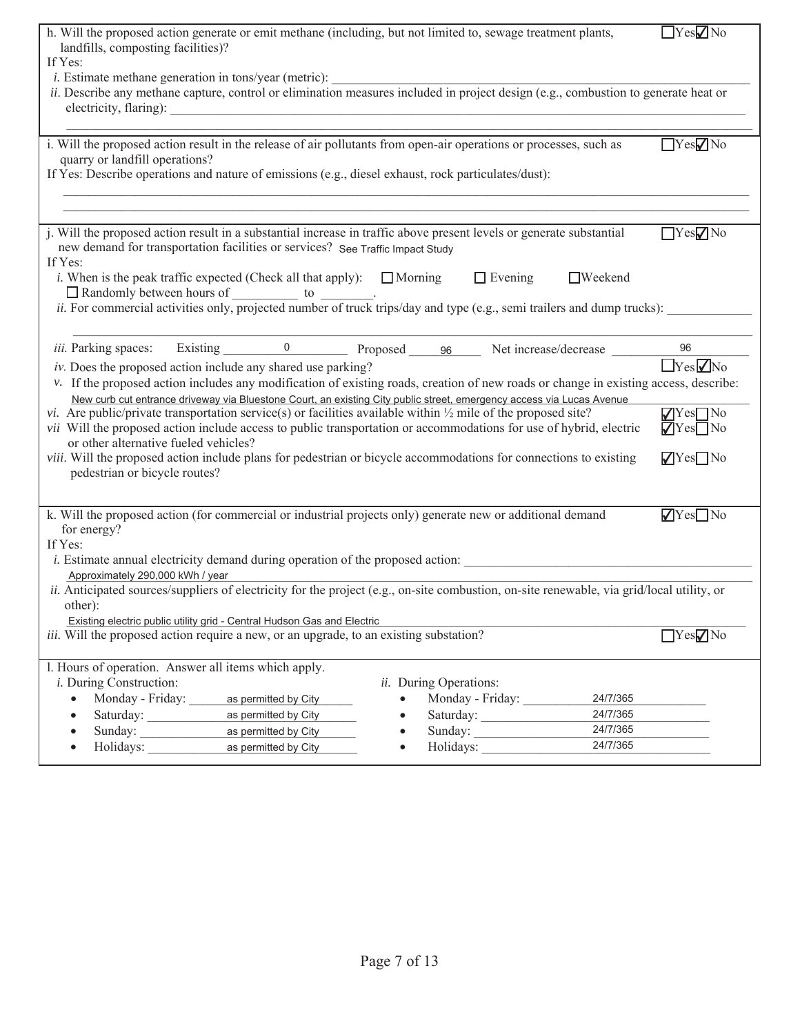h. Will the proposed action generate or emit methane (including, but not limited to, sewage treatment plants, landfills, composting facilities)? ☐Yes ☑No

If Yes:

*i.* Estimate methane generation in tons/year (metric): \_\_\_\_\_\_\_\_\_\_

*ii.* Describe any methane capture, control or elimination measures included in project design (e.g., combustion to generate heat or electricity, flaring): \_\_\_\_\_\_\_\_\_\_

---

i. Will the proposed action result in the release of air pollutants from open-air operations or processes, such as quarry or landfill operations? ☐Yes ☑No

If Yes: Describe operations and nature of emissions (e.g., diesel exhaust, rock particulates/dust):

---

j. Will the proposed action result in a substantial increase in traffic above present levels or generate substantial new demand for transportation facilities or services? See Traffic Impact Study ☐Yes ☑No

If Yes:

*i.* When is the peak traffic expected (Check all that apply): ☐ Morning ☐ Evening ☐ Weekend

☐ Randomly between hours of \_\_\_\_\_\_\_\_\_\_ to \_\_\_\_\_\_\_\_.

*ii.* For commercial activities only, projected number of truck trips/day and type (e.g., semi trailers and dump trucks): \_\_\_\_\_\_\_\_\_\_

*iii.* Parking spaces: Existing 0 Proposed 96 Net increase/decrease 96

*iv.* Does the proposed action include any shared use parking? ☐Yes ☑No

*v.* If the proposed action includes any modification of existing roads, creation of new roads or change in existing access, describe:

New curb cut entrance driveway via Bluestone Court, an existing City public street, emergency access via Lucas Avenue

*vi.* Are public/private transportation service(s) or facilities available within ½ mile of the proposed site? ☑Yes ☐No

*vii* Will the proposed action include access to public transportation or accommodations for use of hybrid, electric or other alternative fueled vehicles? ☑Yes ☐No

*viii.* Will the proposed action include plans for pedestrian or bicycle accommodations for connections to existing pedestrian or bicycle routes? ☑Yes ☐No

---

k. Will the proposed action (for commercial or industrial projects only) generate new or additional demand for energy? ☑Yes ☐No

If Yes:

*i.* Estimate annual electricity demand during operation of the proposed action:

Approximately 290,000 kWh / year

*ii.* Anticipated sources/suppliers of electricity for the project (e.g., on-site combustion, on-site renewable, via grid/local utility, or other):

Existing electric public utility grid - Central Hudson Gas and Electric

*iii.* Will the proposed action require a new, or an upgrade, to an existing substation? ☐Yes ☑No

---

l. Hours of operation. Answer all items which apply.

| *i.* During Construction: | | *ii.* During Operations: | |
|---|---|---|---|
| • Monday - Friday: | as permitted by City | • Monday - Friday: | 24/7/365 |
| • Saturday: | as permitted by City | • Saturday: | 24/7/365 |
| • Sunday: | as permitted by City | • Sunday: | 24/7/365 |
| • Holidays: | as permitted by City | • Holidays: | 24/7/365 |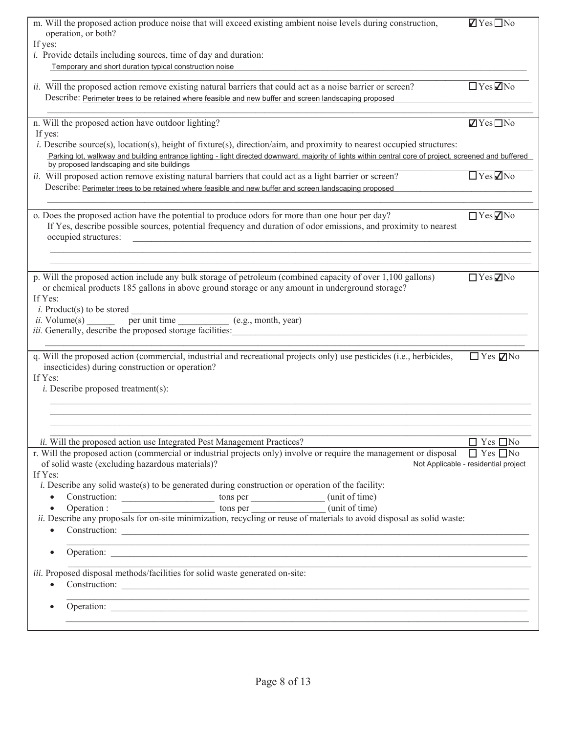m. Will the proposed action produce noise that will exceed existing ambient noise levels during construction, operation, or both? ☑ Yes ☐ No

If yes:

*i.* Provide details including sources, time of day and duration:

Temporary and short duration typical construction noise

*ii.* Will the proposed action remove existing natural barriers that could act as a noise barrier or screen? ☐ Yes ☑ No

Describe: Perimeter trees to be retained where feasible and new buffer and screen landscaping proposed

n. Will the proposed action have outdoor lighting? ☑ Yes ☐ No

If yes:

*i.* Describe source(s), location(s), height of fixture(s), direction/aim, and proximity to nearest occupied structures:

Parking lot, walkway and building entrance lighting - light directed downward, majority of lights within central core of project, screened and buffered by proposed landscaping and site buildings

*ii.* Will proposed action remove existing natural barriers that could act as a light barrier or screen? ☐ Yes ☑ No

Describe: Perimeter trees to be retained where feasible and new buffer and screen landscaping proposed

o. Does the proposed action have the potential to produce odors for more than one hour per day? ☐ Yes ☑ No

If Yes, describe possible sources, potential frequency and duration of odor emissions, and proximity to nearest occupied structures: \_\_\_\_\_\_\_\_\_\_

p. Will the proposed action include any bulk storage of petroleum (combined capacity of over 1,100 gallons) or chemical products 185 gallons in above ground storage or any amount in underground storage? ☐ Yes ☑ No

If Yes:

*i.* Product(s) to be stored \_\_\_\_\_\_\_\_\_\_

*ii.* Volume(s) \_\_\_\_\_\_ per unit time \_\_\_\_\_\_\_\_\_\_ (e.g., month, year)

*iii.* Generally, describe the proposed storage facilities: \_\_\_\_\_\_\_\_\_\_

q. Will the proposed action (commercial, industrial and recreational projects only) use pesticides (i.e., herbicides, insecticides) during construction or operation? ☐ Yes ☑ No

If Yes:

*i.* Describe proposed treatment(s):

*ii.* Will the proposed action use Integrated Pest Management Practices? ☐ Yes ☐ No

r. Will the proposed action (commercial or industrial projects only) involve or require the management or disposal of solid waste (excluding hazardous materials)? ☐ Yes ☐ No

Not Applicable - residential project

If Yes:

*i.* Describe any solid waste(s) to be generated during construction or operation of the facility:

- Construction: \_\_\_\_\_\_\_\_\_\_ tons per \_\_\_\_\_\_\_\_\_\_ (unit of time)
- Operation : \_\_\_\_\_\_\_\_\_\_ tons per \_\_\_\_\_\_\_\_\_\_ (unit of time)

*ii.* Describe any proposals for on-site minimization, recycling or reuse of materials to avoid disposal as solid waste:

- Construction: \_\_\_\_\_\_\_\_\_\_
- Operation: \_\_\_\_\_\_\_\_\_\_

*iii.* Proposed disposal methods/facilities for solid waste generated on-site:

- Construction: \_\_\_\_\_\_\_\_\_\_
- Operation: \_\_\_\_\_\_\_\_\_\_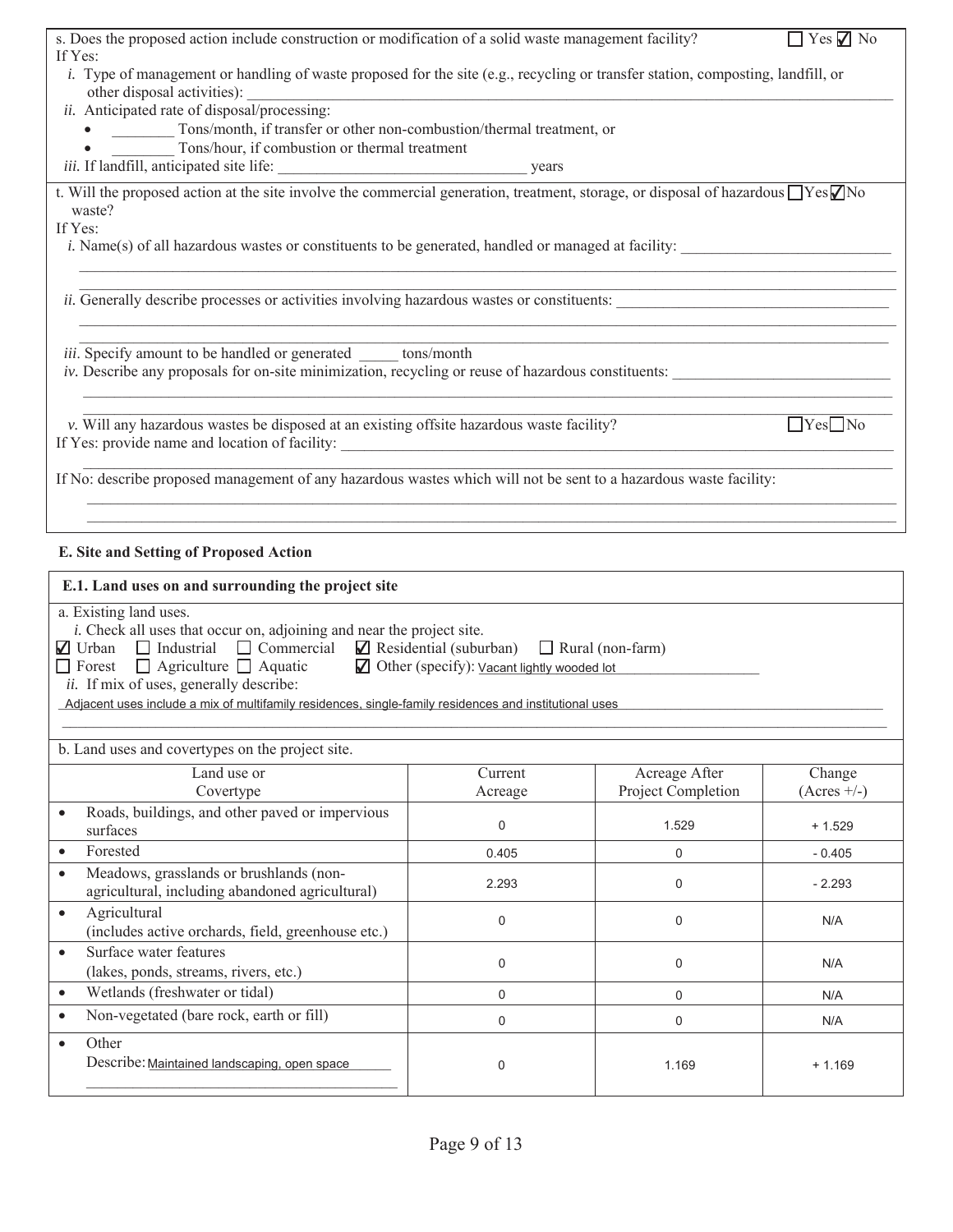s. Does the proposed action include construction or modification of a solid waste management facility? ☐ Yes ☑ No

If Yes:

*i.* Type of management or handling of waste proposed for the site (e.g., recycling or transfer station, composting, landfill, or other disposal activities): ____________________

*ii.* Anticipated rate of disposal/processing:

- ________ Tons/month, if transfer or other non-combustion/thermal treatment, or
- ________ Tons/hour, if combustion or thermal treatment

*iii.* If landfill, anticipated site life: ________________ years

t. Will the proposed action at the site involve the commercial generation, treatment, storage, or disposal of hazardous waste? ☐ Yes ☑ No

If Yes:

*i.* Name(s) of all hazardous wastes or constituents to be generated, handled or managed at facility: ____________________

*ii.* Generally describe processes or activities involving hazardous wastes or constituents: ____________________

*iii.* Specify amount to be handled or generated _____ tons/month

*iv.* Describe any proposals for on-site minimization, recycling or reuse of hazardous constituents: ____________________

*v.* Will any hazardous wastes be disposed at an existing offsite hazardous waste facility? ☐ Yes ☐ No

If Yes: provide name and location of facility: ____________________

If No: describe proposed management of any hazardous wastes which will not be sent to a hazardous waste facility:

____________________

## E. Site and Setting of Proposed Action

### E.1. Land uses on and surrounding the project site

a. Existing land uses.

*i.* Check all uses that occur on, adjoining and near the project site.

☑ Urban ☐ Industrial ☐ Commercial ☑ Residential (suburban) ☐ Rural (non-farm)
☐ Forest ☐ Agriculture ☐ Aquatic ☑ Other (specify): Vacant lightly wooded lot

*ii.* If mix of uses, generally describe:

Adjacent uses include a mix of multifamily residences, single-family residences and institutional uses

b. Land uses and covertypes on the project site.

| Land use or Covertype | Current Acreage | Acreage After Project Completion | Change (Acres +/-) |
|---|---|---|---|
| • Roads, buildings, and other paved or impervious surfaces | 0 | 1.529 | + 1.529 |
| • Forested | 0.405 | 0 | - 0.405 |
| • Meadows, grasslands or brushlands (non-agricultural, including abandoned agricultural) | 2.293 | 0 | - 2.293 |
| • Agricultural (includes active orchards, field, greenhouse etc.) | 0 | 0 | N/A |
| • Surface water features (lakes, ponds, streams, rivers, etc.) | 0 | 0 | N/A |
| • Wetlands (freshwater or tidal) | 0 | 0 | N/A |
| • Non-vegetated (bare rock, earth or fill) | 0 | 0 | N/A |
| • Other<br>Describe: Maintained landscaping, open space | 0 | 1.169 | + 1.169 |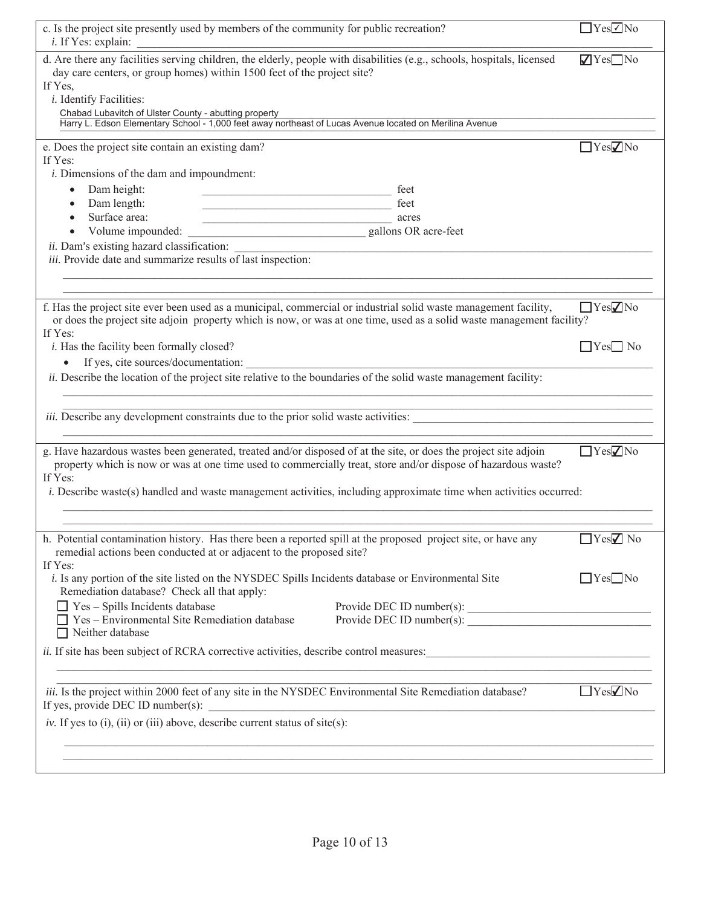c. Is the project site presently used by members of the community for public recreation? ☐Yes ☑No

*i.* If Yes: explain: \_\_\_\_\_\_\_\_\_\_\_\_\_\_\_\_\_\_\_\_

d. Are there any facilities serving children, the elderly, people with disabilities (e.g., schools, hospitals, licensed day care centers, or group homes) within 1500 feet of the project site? ☑Yes ☐No

If Yes,

*i.* Identify Facilities:

Chabad Lubavitch of Ulster County - abutting property
Harry L. Edson Elementary School - 1,000 feet away northeast of Lucas Avenue located on Merilina Avenue

e. Does the project site contain an existing dam? ☐Yes ☑No

If Yes:

*i.* Dimensions of the dam and impoundment:

- Dam height: \_\_\_\_\_\_\_\_\_\_ feet
- Dam length: \_\_\_\_\_\_\_\_\_\_ feet
- Surface area: \_\_\_\_\_\_\_\_\_\_ acres
- Volume impounded: \_\_\_\_\_\_\_\_\_\_ gallons OR acre-feet

*ii.* Dam's existing hazard classification: \_\_\_\_\_\_\_\_\_\_

*iii.* Provide date and summarize results of last inspection:

\_\_\_\_\_\_\_\_\_\_\_\_\_\_\_\_\_\_\_\_

f. Has the project site ever been used as a municipal, commercial or industrial solid waste management facility, or does the project site adjoin property which is now, or was at one time, used as a solid waste management facility? ☐Yes ☑No

If Yes:

*i.* Has the facility been formally closed? ☐Yes ☐ No

- If yes, cite sources/documentation: \_\_\_\_\_\_\_\_\_\_

*ii.* Describe the location of the project site relative to the boundaries of the solid waste management facility:

\_\_\_\_\_\_\_\_\_\_\_\_\_\_\_\_\_\_\_\_

*iii.* Describe any development constraints due to the prior solid waste activities: \_\_\_\_\_\_\_\_\_\_

g. Have hazardous wastes been generated, treated and/or disposed of at the site, or does the project site adjoin property which is now or was at one time used to commercially treat, store and/or dispose of hazardous waste? ☐Yes ☑No

If Yes:

*i.* Describe waste(s) handled and waste management activities, including approximate time when activities occurred:

\_\_\_\_\_\_\_\_\_\_\_\_\_\_\_\_\_\_\_\_

h. Potential contamination history. Has there been a reported spill at the proposed project site, or have any remedial actions been conducted at or adjacent to the proposed site? ☐Yes ☑ No

If Yes:

*i.* Is any portion of the site listed on the NYSDEC Spills Incidents database or Environmental Site Remediation database? Check all that apply: ☐Yes ☐No

☐ Yes – Spills Incidents database    Provide DEC ID number(s): \_\_\_\_\_\_\_\_\_\_
☐ Yes – Environmental Site Remediation database    Provide DEC ID number(s): \_\_\_\_\_\_\_\_\_\_
☐ Neither database

*ii.* If site has been subject of RCRA corrective activities, describe control measures: \_\_\_\_\_\_\_\_\_\_

*iii.* Is the project within 2000 feet of any site in the NYSDEC Environmental Site Remediation database? ☐Yes ☑No

If yes, provide DEC ID number(s): \_\_\_\_\_\_\_\_\_\_

*iv.* If yes to (i), (ii) or (iii) above, describe current status of site(s):

\_\_\_\_\_\_\_\_\_\_\_\_\_\_\_\_\_\_\_\_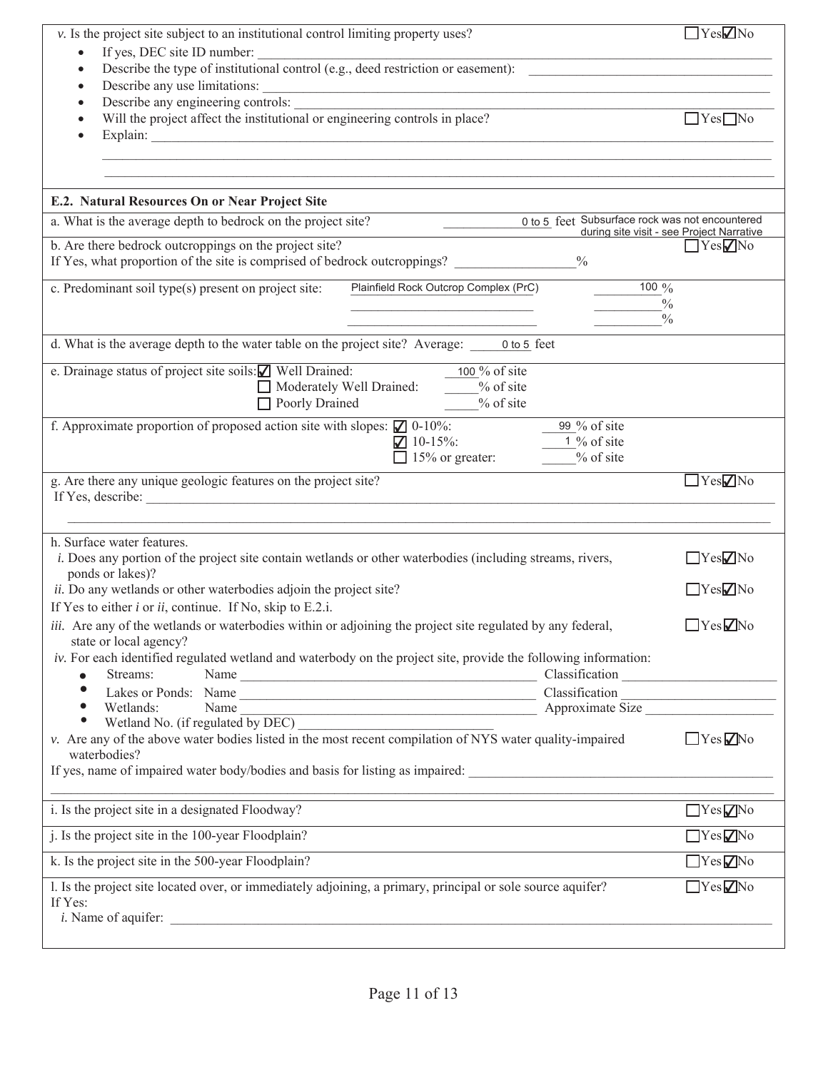*v.* Is the project site subject to an institutional control limiting property uses? ☐ Yes ☑ No

- If yes, DEC site ID number: ____________
- Describe the type of institutional control (e.g., deed restriction or easement): ____________
- Describe any use limitations: ____________
- Describe any engineering controls: ____________
- Will the project affect the institutional or engineering controls in place? ☐ Yes ☐ No
- Explain: ____________

## E.2. Natural Resources On or Near Project Site

a. What is the average depth to bedrock on the project site? 0 to 5 feet Subsurface rock was not encountered during site visit - see Project Narrative

b. Are there bedrock outcroppings on the project site? ☐ Yes ☑ No
If Yes, what proportion of the site is comprised of bedrock outcroppings? ______ %

c. Predominant soil type(s) present on project site: Plainfield Rock Outcrop Complex (PrC) 100 %
______ ______ %
______ ______ %

d. What is the average depth to the water table on the project site? Average: 0 to 5 feet

e. Drainage status of project site soils:
- ☑ Well Drained: 100 % of site
- ☐ Moderately Well Drained: ______ % of site
- ☐ Poorly Drained ______ % of site

f. Approximate proportion of proposed action site with slopes:
- ☑ 0-10%: 99 % of site
- ☑ 10-15%: 1 % of site
- ☐ 15% or greater: ______ % of site

g. Are there any unique geologic features on the project site? ☐ Yes ☑ No
If Yes, describe: ____________

h. Surface water features.

*i.* Does any portion of the project site contain wetlands or other waterbodies (including streams, rivers, ponds or lakes)? ☐ Yes ☑ No

*ii.* Do any wetlands or other waterbodies adjoin the project site? ☐ Yes ☑ No

If Yes to either *i* or *ii*, continue. If No, skip to E.2.i.

*iii.* Are any of the wetlands or waterbodies within or adjoining the project site regulated by any federal, state or local agency? ☐ Yes ☑ No

*iv.* For each identified regulated wetland and waterbody on the project site, provide the following information:
- Streams: Name ____________ Classification ____________
- Lakes or Ponds: Name ____________ Classification ____________
- Wetlands: Name ____________ Approximate Size ____________
- Wetland No. (if regulated by DEC) ____________

*v.* Are any of the above water bodies listed in the most recent compilation of NYS water quality-impaired waterbodies? ☐ Yes ☑ No

If yes, name of impaired water body/bodies and basis for listing as impaired: ____________

i. Is the project site in a designated Floodway? ☐ Yes ☑ No

j. Is the project site in the 100-year Floodplain? ☐ Yes ☑ No

k. Is the project site in the 500-year Floodplain? ☐ Yes ☑ No

l. Is the project site located over, or immediately adjoining, a primary, principal or sole source aquifer? ☐ Yes ☑ No
If Yes:
*i.* Name of aquifer: ____________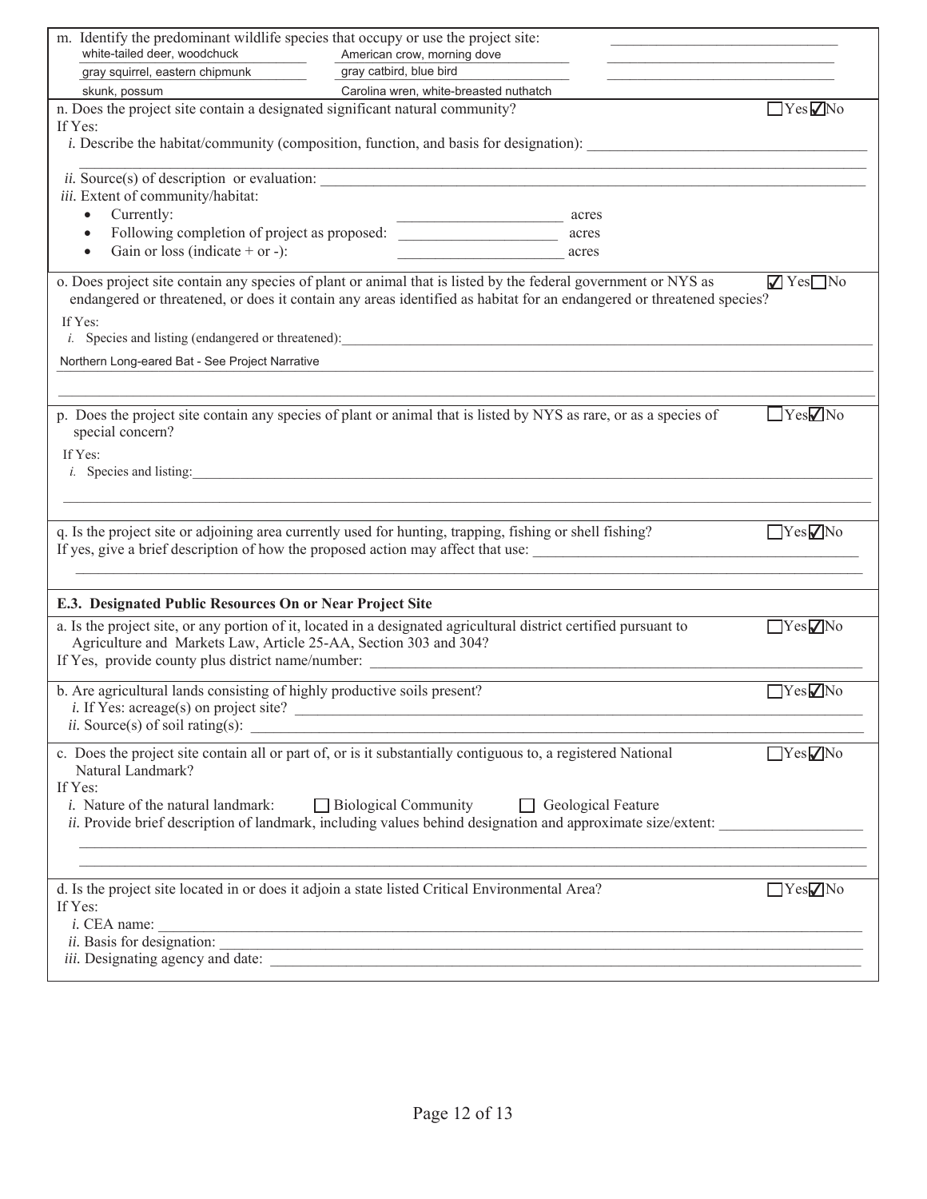m. Identify the predominant wildlife species that occupy or use the project site:

| | | |
|---|---|---|
| white-tailed deer, woodchuck | American crow, morning dove | |
| gray squirrel, eastern chipmunk | gray catbird, blue bird | |
| skunk, possum | Carolina wren, white-breasted nuthatch | |

n. Does the project site contain a designated significant natural community? ☐ Yes ☑ No

If Yes:

*i.* Describe the habitat/community (composition, function, and basis for designation): \_\_\_\_\_\_\_\_\_\_

*ii.* Source(s) of description or evaluation: \_\_\_\_\_\_\_\_\_\_

*iii.* Extent of community/habitat:

- Currently: \_\_\_\_\_\_\_\_\_\_ acres
- Following completion of project as proposed: \_\_\_\_\_\_\_\_\_\_ acres
- Gain or loss (indicate + or -): \_\_\_\_\_\_\_\_\_\_ acres

o. Does project site contain any species of plant or animal that is listed by the federal government or NYS as endangered or threatened, or does it contain any areas identified as habitat for an endangered or threatened species? ☑ Yes ☐ No

If Yes:

*i.* Species and listing (endangered or threatened):

Northern Long-eared Bat - See Project Narrative

p. Does the project site contain any species of plant or animal that is listed by NYS as rare, or as a species of special concern? ☐ Yes ☑ No

If Yes:

*i.* Species and listing: \_\_\_\_\_\_\_\_\_\_

q. Is the project site or adjoining area currently used for hunting, trapping, fishing or shell fishing? ☐ Yes ☑ No

If yes, give a brief description of how the proposed action may affect that use: \_\_\_\_\_\_\_\_\_\_

### E.3. Designated Public Resources On or Near Project Site

a. Is the project site, or any portion of it, located in a designated agricultural district certified pursuant to Agriculture and Markets Law, Article 25-AA, Section 303 and 304? ☐ Yes ☑ No

If Yes, provide county plus district name/number: \_\_\_\_\_\_\_\_\_\_

b. Are agricultural lands consisting of highly productive soils present? ☐ Yes ☑ No

*i.* If Yes: acreage(s) on project site? \_\_\_\_\_\_\_\_\_\_

*ii.* Source(s) of soil rating(s): \_\_\_\_\_\_\_\_\_\_

c. Does the project site contain all or part of, or is it substantially contiguous to, a registered National Natural Landmark? ☐ Yes ☑ No

If Yes:

*i.* Nature of the natural landmark: ☐ Biological Community ☐ Geological Feature

*ii.* Provide brief description of landmark, including values behind designation and approximate size/extent: \_\_\_\_\_\_\_\_\_\_

d. Is the project site located in or does it adjoin a state listed Critical Environmental Area? ☐ Yes ☑ No

If Yes:

*i.* CEA name: \_\_\_\_\_\_\_\_\_\_

*ii.* Basis for designation: \_\_\_\_\_\_\_\_\_\_

*iii.* Designating agency and date: \_\_\_\_\_\_\_\_\_\_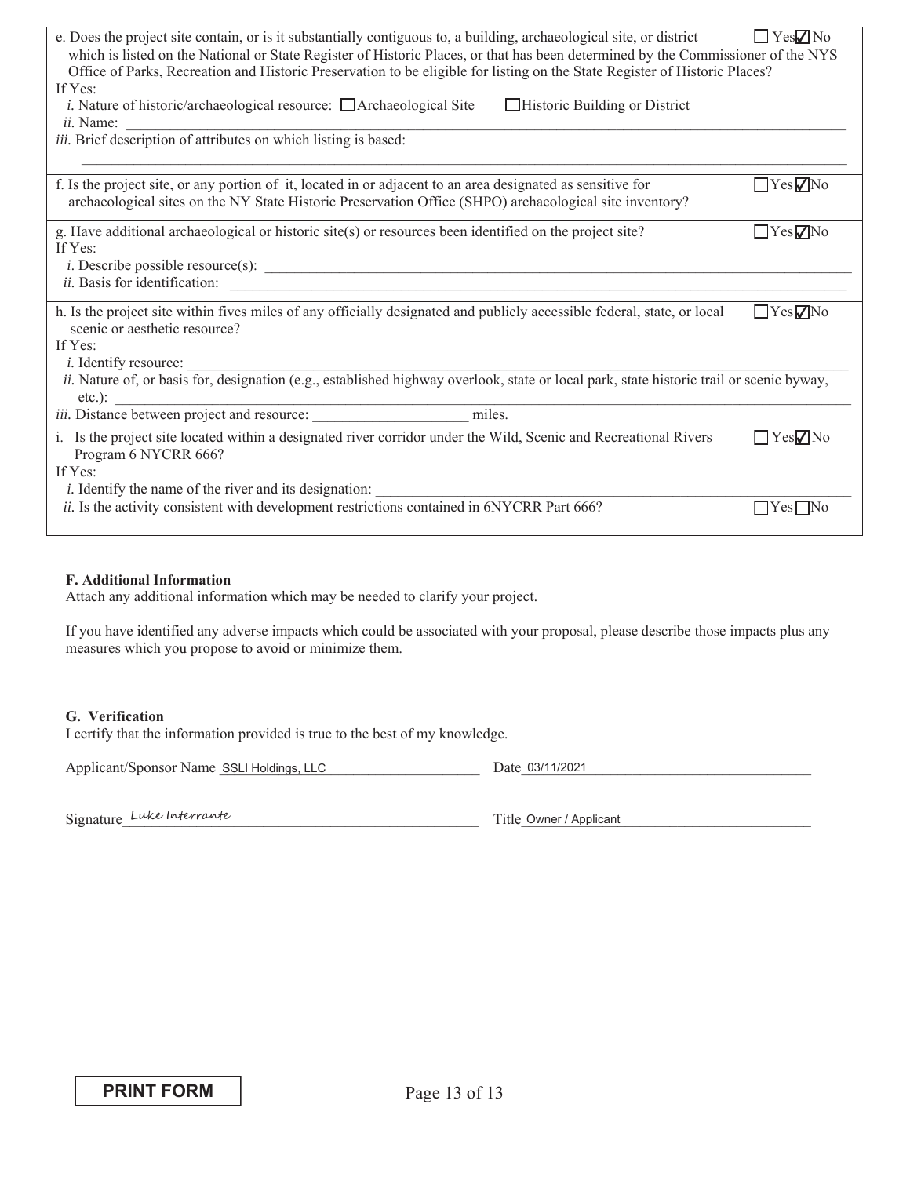e. Does the project site contain, or is it substantially contiguous to, a building, archaeological site, or district which is listed on the National or State Register of Historic Places, or that has been determined by the Commissioner of the NYS Office of Parks, Recreation and Historic Preservation to be eligible for listing on the State Register of Historic Places? ☐ Yes ☑ No

If Yes:

*i.* Nature of historic/archaeological resource: ☐ Archaeological Site ☐ Historic Building or District

*ii.* Name: \_\_\_\_\_\_\_\_\_\_\_\_\_\_\_\_\_\_\_\_\_\_\_\_\_\_\_\_\_\_\_\_\_\_\_\_\_\_\_\_\_\_\_\_

*iii.* Brief description of attributes on which listing is based:

\_\_\_\_\_\_\_\_\_\_\_\_\_\_\_\_\_\_\_\_\_\_\_\_\_\_\_\_\_\_\_\_\_\_\_\_\_\_\_\_\_\_\_\_

f. Is the project site, or any portion of it, located in or adjacent to an area designated as sensitive for archaeological sites on the NY State Historic Preservation Office (SHPO) archaeological site inventory? ☐ Yes ☑ No

g. Have additional archaeological or historic site(s) or resources been identified on the project site? ☐ Yes ☑ No

If Yes:

*i.* Describe possible resource(s): \_\_\_\_\_\_\_\_\_\_\_\_\_\_\_\_\_\_\_\_\_\_\_\_\_\_\_\_\_\_\_\_\_\_\_\_\_\_\_\_\_\_\_\_

*ii.* Basis for identification: \_\_\_\_\_\_\_\_\_\_\_\_\_\_\_\_\_\_\_\_\_\_\_\_\_\_\_\_\_\_\_\_\_\_\_\_\_\_\_\_\_\_\_\_

h. Is the project site within fives miles of any officially designated and publicly accessible federal, state, or local scenic or aesthetic resource? ☐ Yes ☑ No

If Yes:

*i.* Identify resource: \_\_\_\_\_\_\_\_\_\_\_\_\_\_\_\_\_\_\_\_\_\_\_\_\_\_\_\_\_\_\_\_\_\_\_\_\_\_\_\_\_\_\_\_

*ii.* Nature of, or basis for, designation (e.g., established highway overlook, state or local park, state historic trail or scenic byway, etc.): \_\_\_\_\_\_\_\_\_\_\_\_\_\_\_\_\_\_\_\_\_\_\_\_\_\_\_\_\_\_\_\_\_\_\_\_\_\_\_\_\_\_\_\_

*iii.* Distance between project and resource: \_\_\_\_\_\_\_\_\_\_\_\_\_\_\_\_\_\_\_\_ miles.

i. Is the project site located within a designated river corridor under the Wild, Scenic and Recreational Rivers Program 6 NYCRR 666? ☐ Yes ☑ No

If Yes:

*i.* Identify the name of the river and its designation: \_\_\_\_\_\_\_\_\_\_\_\_\_\_\_\_\_\_\_\_\_\_\_\_\_\_\_\_\_\_\_\_\_\_\_\_\_\_\_\_\_\_\_\_

*ii.* Is the activity consistent with development restrictions contained in 6NYCRR Part 666? ☐ Yes ☐ No

**F. Additional Information**

Attach any additional information which may be needed to clarify your project.

If you have identified any adverse impacts which could be associated with your proposal, please describe those impacts plus any measures which you propose to avoid or minimize them.

**G. Verification**

I certify that the information provided is true to the best of my knowledge.

Applicant/Sponsor Name SSLI Holdings, LLC Date 03/11/2021

Signature *Luke Interrante* Title Owner / Applicant

PRINT FORM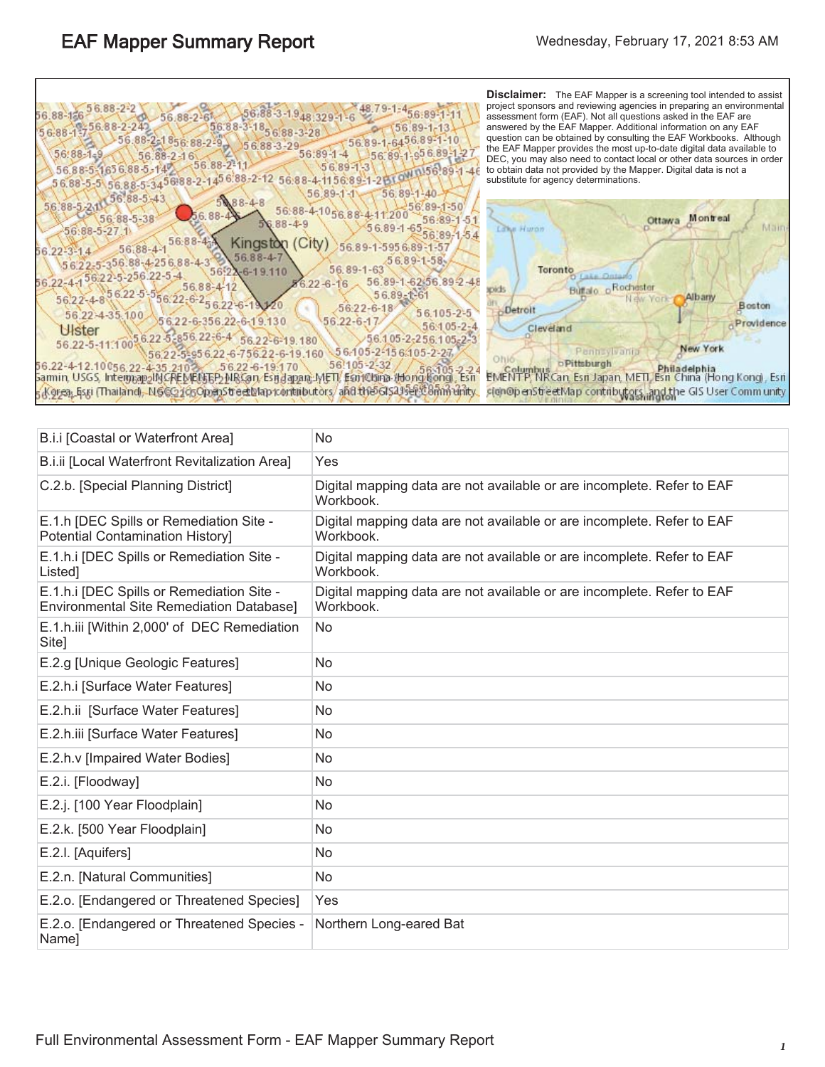# EAF Mapper Summary Report

Wednesday, February 17, 2021 8:53 AM

**Disclaimer:** The EAF Mapper is a screening tool intended to assist project sponsors and reviewing agencies in preparing an environmental assessment form (EAF). Not all questions asked in the EAF are answered by the EAF Mapper. Additional information on any EAF question can be obtained by consulting the EAF Workbooks. Although the EAF Mapper provides the most up-to-date digital data available to DEC, you may also need to contact local or other data sources in order to obtain data not provided by the Mapper. Digital data is not a substitute for agency determinations.

| | |
|---|---|
| B.i.i [Coastal or Waterfront Area] | No |
| B.i.ii [Local Waterfront Revitalization Area] | Yes |
| C.2.b. [Special Planning District] | Digital mapping data are not available or are incomplete. Refer to EAF Workbook. |
| E.1.h [DEC Spills or Remediation Site - Potential Contamination History] | Digital mapping data are not available or are incomplete. Refer to EAF Workbook. |
| E.1.h.i [DEC Spills or Remediation Site - Listed] | Digital mapping data are not available or are incomplete. Refer to EAF Workbook. |
| E.1.h.i [DEC Spills or Remediation Site - Environmental Site Remediation Database] | Digital mapping data are not available or are incomplete. Refer to EAF Workbook. |
| E.1.h.iii [Within 2,000' of DEC Remediation Site] | No |
| E.2.g [Unique Geologic Features] | No |
| E.2.h.i [Surface Water Features] | No |
| E.2.h.ii [Surface Water Features] | No |
| E.2.h.iii [Surface Water Features] | No |
| E.2.h.v [Impaired Water Bodies] | No |
| E.2.i. [Floodway] | No |
| E.2.j. [100 Year Floodplain] | No |
| E.2.k. [500 Year Floodplain] | No |
| E.2.l. [Aquifers] | No |
| E.2.n. [Natural Communities] | No |
| E.2.o. [Endangered or Threatened Species] | Yes |
| E.2.o. [Endangered or Threatened Species - Name] | Northern Long-eared Bat |

Full Environmental Assessment Form - EAF Mapper Summary Report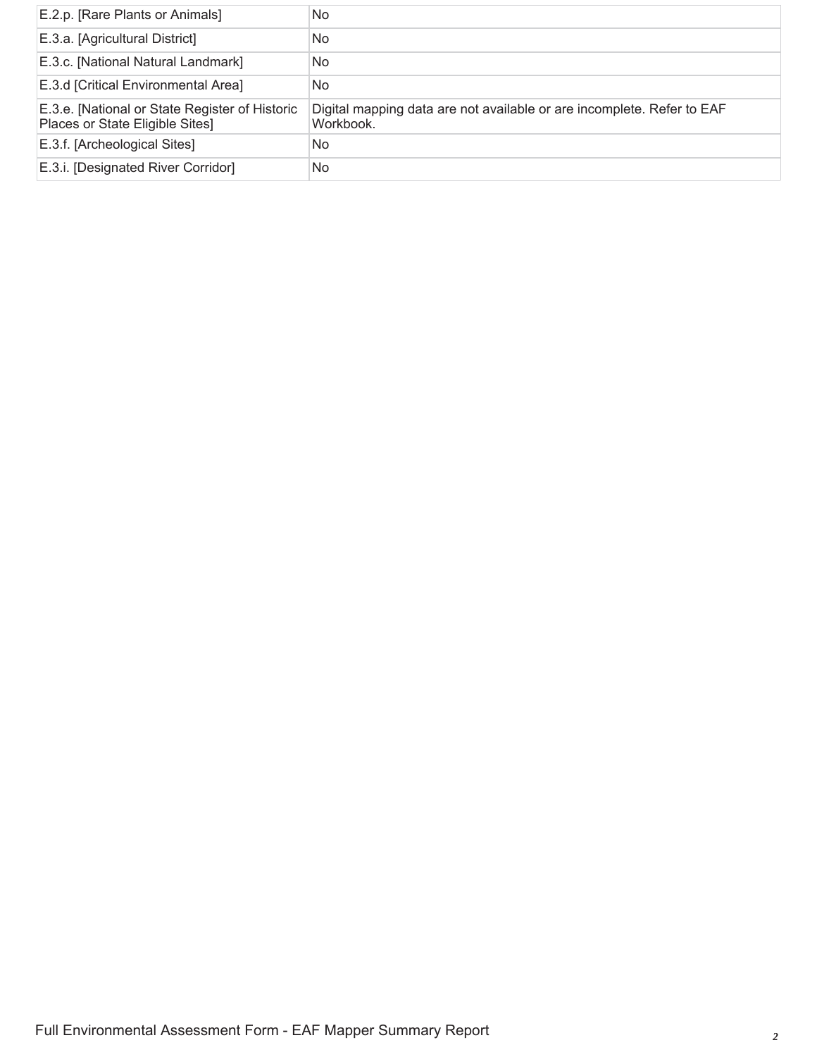| | |
|---|---|
| E.2.p. [Rare Plants or Animals] | No |
| E.3.a. [Agricultural District] | No |
| E.3.c. [National Natural Landmark] | No |
| E.3.d [Critical Environmental Area] | No |
| E.3.e. [National or State Register of Historic Places or State Eligible Sites] | Digital mapping data are not available or are incomplete. Refer to EAF Workbook. |
| E.3.f. [Archeological Sites] | No |
| E.3.i. [Designated River Corridor] | No |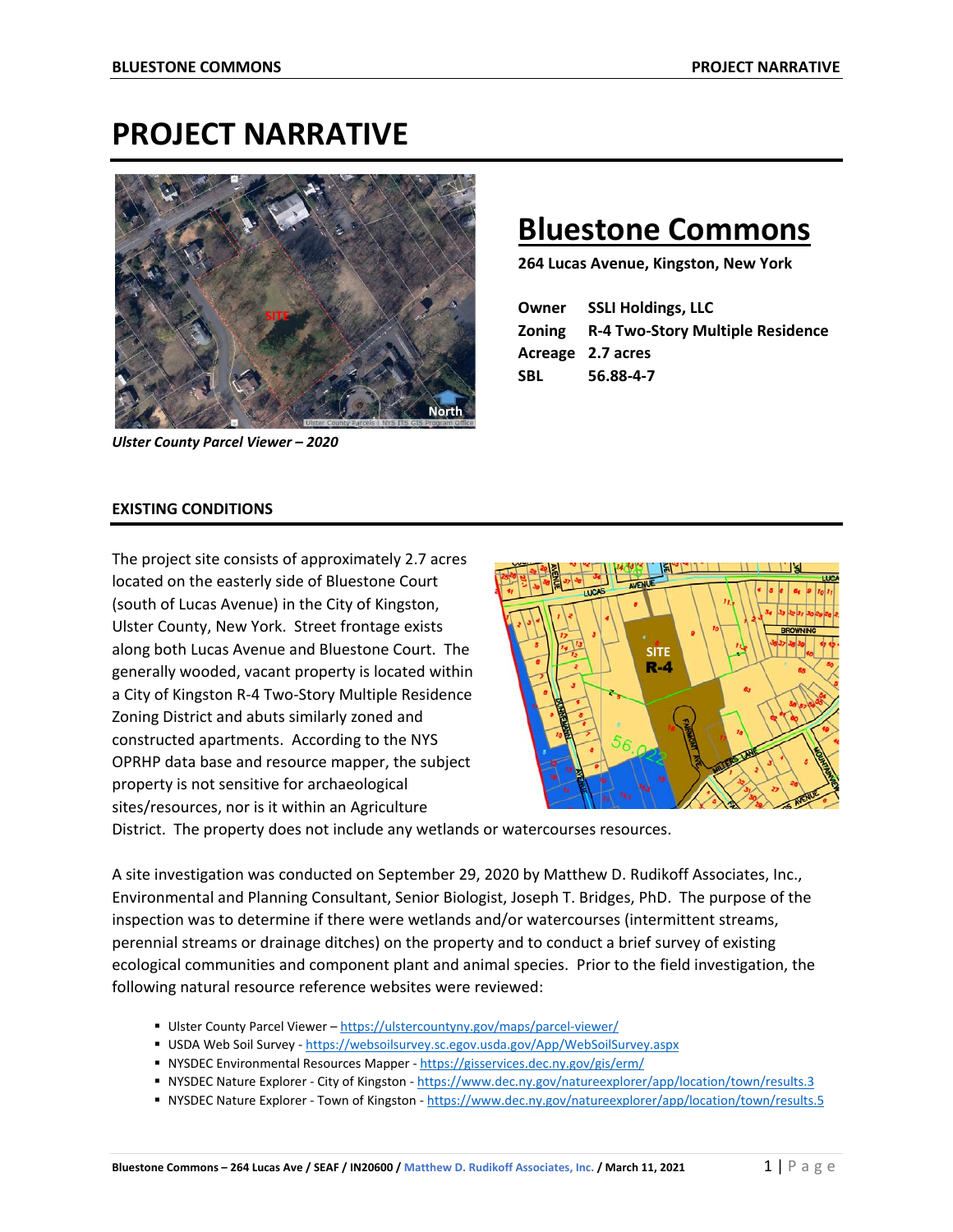# PROJECT NARRATIVE

*Ulster County Parcel Viewer – 2020*

## Bluestone Commons

**264 Lucas Avenue, Kingston, New York**

| | |
|---|---|
| **Owner** | **SSLI Holdings, LLC** |
| **Zoning** | **R-4 Two-Story Multiple Residence** |
| **Acreage** | **2.7 acres** |
| **SBL** | **56.88-4-7** |

### EXISTING CONDITIONS

The project site consists of approximately 2.7 acres located on the easterly side of Bluestone Court (south of Lucas Avenue) in the City of Kingston, Ulster County, New York. Street frontage exists along both Lucas Avenue and Bluestone Court. The generally wooded, vacant property is located within a City of Kingston R-4 Two-Story Multiple Residence Zoning District and abuts similarly zoned and constructed apartments. According to the NYS OPRHP data base and resource mapper, the subject property is not sensitive for archaeological sites/resources, nor is it within an Agriculture District. The property does not include any wetlands or watercourses resources.

A site investigation was conducted on September 29, 2020 by Matthew D. Rudikoff Associates, Inc., Environmental and Planning Consultant, Senior Biologist, Joseph T. Bridges, PhD. The purpose of the inspection was to determine if there were wetlands and/or watercourses (intermittent streams, perennial streams or drainage ditches) on the property and to conduct a brief survey of existing ecological communities and component plant and animal species. Prior to the field investigation, the following natural resource reference websites were reviewed:

- Ulster County Parcel Viewer – https://ulstercountyny.gov/maps/parcel-viewer/
- USDA Web Soil Survey - https://websoilsurvey.sc.egov.usda.gov/App/WebSoilSurvey.aspx
- NYSDEC Environmental Resources Mapper - https://gisservices.dec.ny.gov/gis/erm/
- NYSDEC Nature Explorer - City of Kingston - https://www.dec.ny.gov/natureexplorer/app/location/town/results.3
- NYSDEC Nature Explorer - Town of Kingston - https://www.dec.ny.gov/natureexplorer/app/location/town/results.5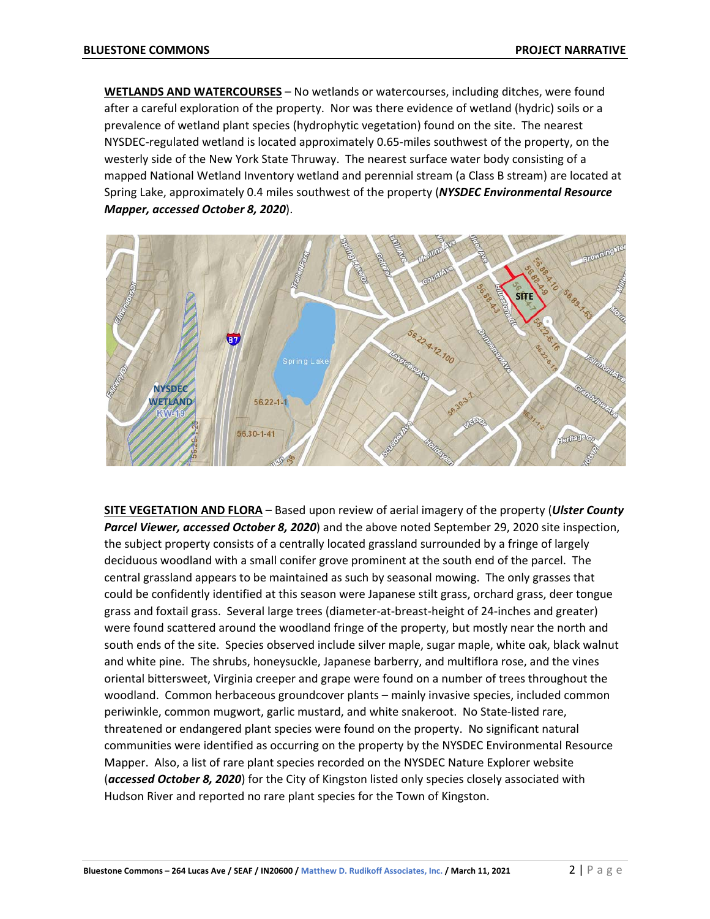**WETLANDS AND WATERCOURSES** – No wetlands or watercourses, including ditches, were found after a careful exploration of the property. Nor was there evidence of wetland (hydric) soils or a prevalence of wetland plant species (hydrophytic vegetation) found on the site. The nearest NYSDEC-regulated wetland is located approximately 0.65-miles southwest of the property, on the westerly side of the New York State Thruway. The nearest surface water body consisting of a mapped National Wetland Inventory wetland and perennial stream (a Class B stream) are located at Spring Lake, approximately 0.4 miles southwest of the property (***NYSDEC Environmental Resource Mapper, accessed October 8, 2020***).

**SITE VEGETATION AND FLORA** – Based upon review of aerial imagery of the property (***Ulster County Parcel Viewer, accessed October 8, 2020***) and the above noted September 29, 2020 site inspection, the subject property consists of a centrally located grassland surrounded by a fringe of largely deciduous woodland with a small conifer grove prominent at the south end of the parcel. The central grassland appears to be maintained as such by seasonal mowing. The only grasses that could be confidently identified at this season were Japanese stilt grass, orchard grass, deer tongue grass and foxtail grass. Several large trees (diameter-at-breast-height of 24-inches and greater) were found scattered around the woodland fringe of the property, but mostly near the north and south ends of the site. Species observed include silver maple, sugar maple, white oak, black walnut and white pine. The shrubs, honeysuckle, Japanese barberry, and multiflora rose, and the vines oriental bittersweet, Virginia creeper and grape were found on a number of trees throughout the woodland. Common herbaceous groundcover plants – mainly invasive species, included common periwinkle, common mugwort, garlic mustard, and white snakeroot. No State-listed rare, threatened or endangered plant species were found on the property. No significant natural communities were identified as occurring on the property by the NYSDEC Environmental Resource Mapper. Also, a list of rare plant species recorded on the NYSDEC Nature Explorer website (***accessed October 8, 2020***) for the City of Kingston listed only species closely associated with Hudson River and reported no rare plant species for the Town of Kingston.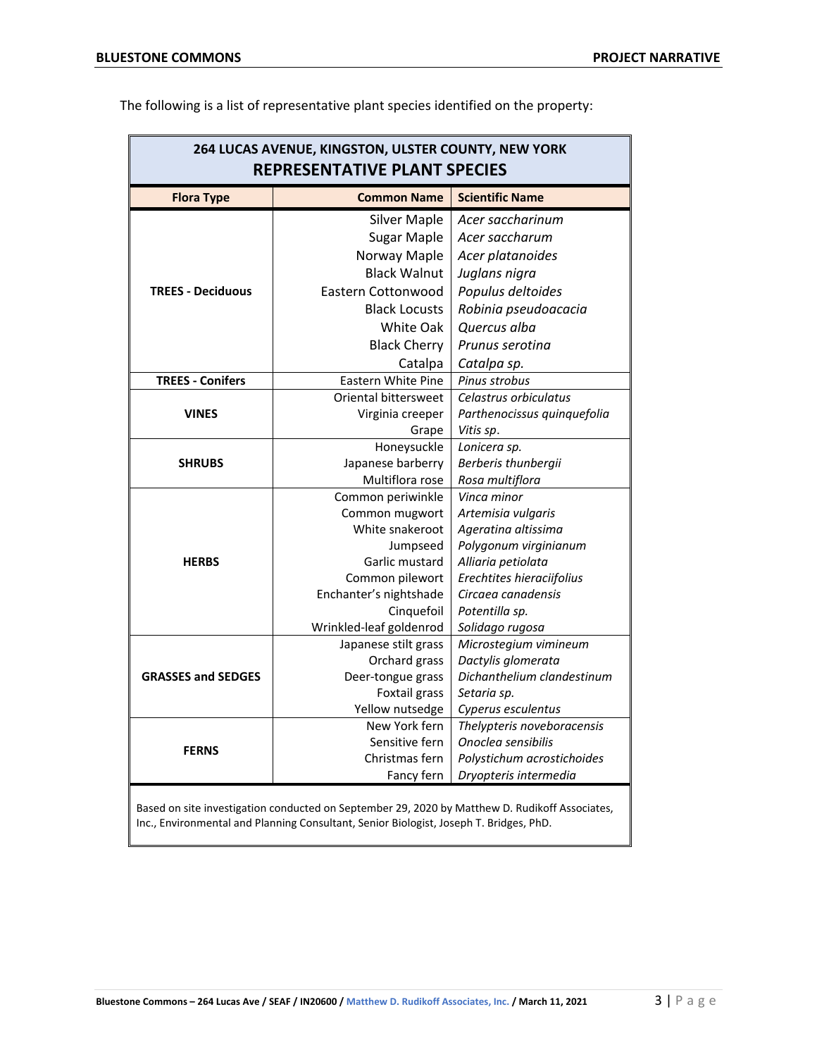The following is a list of representative plant species identified on the property:

| 264 LUCAS AVENUE, KINGSTON, ULSTER COUNTY, NEW YORK<br>REPRESENTATIVE PLANT SPECIES | | |
|---|---|---|
| **Flora Type** | **Common Name** | **Scientific Name** |
| **TREES - Deciduous** | Silver Maple | *Acer saccharinum* |
| | Sugar Maple | *Acer saccharum* |
| | Norway Maple | *Acer platanoides* |
| | Black Walnut | *Juglans nigra* |
| | Eastern Cottonwood | *Populus deltoides* |
| | Black Locusts | *Robinia pseudoacacia* |
| | White Oak | *Quercus alba* |
| | Black Cherry | *Prunus serotina* |
| | Catalpa | *Catalpa sp.* |
| **TREES - Conifers** | Eastern White Pine | *Pinus strobus* |
| **VINES** | Oriental bittersweet | *Celastrus orbiculatus* |
| | Virginia creeper | *Parthenocissus quinquefolia* |
| | Grape | *Vitis sp.* |
| **SHRUBS** | Honeysuckle | *Lonicera sp.* |
| | Japanese barberry | *Berberis thunbergii* |
| | Multiflora rose | *Rosa multiflora* |
| **HERBS** | Common periwinkle | *Vinca minor* |
| | Common mugwort | *Artemisia vulgaris* |
| | White snakeroot | *Ageratina altissima* |
| | Jumpseed | *Polygonum virginianum* |
| | Garlic mustard | *Alliaria petiolata* |
| | Common pilewort | *Erechtites hieraciifolius* |
| | Enchanter's nightshade | *Circaea canadensis* |
| | Cinquefoil | *Potentilla sp.* |
| | Wrinkled-leaf goldenrod | *Solidago rugosa* |
| **GRASSES and SEDGES** | Japanese stilt grass | *Microstegium vimineum* |
| | Orchard grass | *Dactylis glomerata* |
| | Deer-tongue grass | *Dichanthelium clandestinum* |
| | Foxtail grass | *Setaria sp.* |
| | Yellow nutsedge | *Cyperus esculentus* |
| **FERNS** | New York fern | *Thelypteris noveboracensis* |
| | Sensitive fern | *Onoclea sensibilis* |
| | Christmas fern | *Polystichum acrostichoides* |
| | Fancy fern | *Dryopteris intermedia* |

Based on site investigation conducted on September 29, 2020 by Matthew D. Rudikoff Associates, Inc., Environmental and Planning Consultant, Senior Biologist, Joseph T. Bridges, PhD.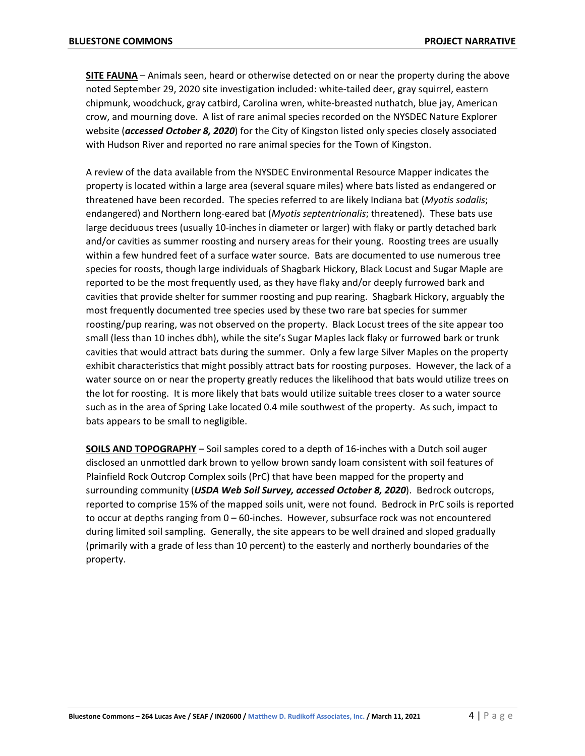**<u>SITE FAUNA</u>** – Animals seen, heard or otherwise detected on or near the property during the above noted September 29, 2020 site investigation included: white-tailed deer, gray squirrel, eastern chipmunk, woodchuck, gray catbird, Carolina wren, white-breasted nuthatch, blue jay, American crow, and mourning dove. A list of rare animal species recorded on the NYSDEC Nature Explorer website (***accessed October 8, 2020***) for the City of Kingston listed only species closely associated with Hudson River and reported no rare animal species for the Town of Kingston.

A review of the data available from the NYSDEC Environmental Resource Mapper indicates the property is located within a large area (several square miles) where bats listed as endangered or threatened have been recorded. The species referred to are likely Indiana bat (*Myotis sodalis*; endangered) and Northern long-eared bat (*Myotis septentrionalis*; threatened). These bats use large deciduous trees (usually 10-inches in diameter or larger) with flaky or partly detached bark and/or cavities as summer roosting and nursery areas for their young. Roosting trees are usually within a few hundred feet of a surface water source. Bats are documented to use numerous tree species for roosts, though large individuals of Shagbark Hickory, Black Locust and Sugar Maple are reported to be the most frequently used, as they have flaky and/or deeply furrowed bark and cavities that provide shelter for summer roosting and pup rearing. Shagbark Hickory, arguably the most frequently documented tree species used by these two rare bat species for summer roosting/pup rearing, was not observed on the property. Black Locust trees of the site appear too small (less than 10 inches dbh), while the site's Sugar Maples lack flaky or furrowed bark or trunk cavities that would attract bats during the summer. Only a few large Silver Maples on the property exhibit characteristics that might possibly attract bats for roosting purposes. However, the lack of a water source on or near the property greatly reduces the likelihood that bats would utilize trees on the lot for roosting. It is more likely that bats would utilize suitable trees closer to a water source such as in the area of Spring Lake located 0.4 mile southwest of the property. As such, impact to bats appears to be small to negligible.

**<u>SOILS AND TOPOGRAPHY</u>** – Soil samples cored to a depth of 16-inches with a Dutch soil auger disclosed an unmottled dark brown to yellow brown sandy loam consistent with soil features of Plainfield Rock Outcrop Complex soils (PrC) that have been mapped for the property and surrounding community (***USDA Web Soil Survey, accessed October 8, 2020***). Bedrock outcrops, reported to comprise 15% of the mapped soils unit, were not found. Bedrock in PrC soils is reported to occur at depths ranging from 0 – 60-inches. However, subsurface rock was not encountered during limited soil sampling. Generally, the site appears to be well drained and sloped gradually (primarily with a grade of less than 10 percent) to the easterly and northerly boundaries of the property.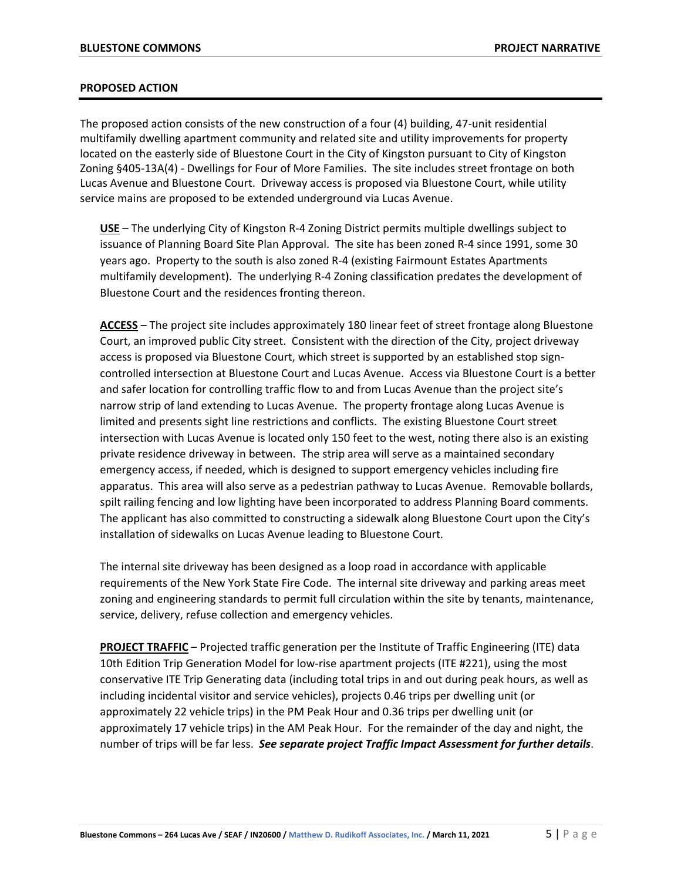## PROPOSED ACTION

The proposed action consists of the new construction of a four (4) building, 47-unit residential multifamily dwelling apartment community and related site and utility improvements for property located on the easterly side of Bluestone Court in the City of Kingston pursuant to City of Kingston Zoning §405-13A(4) - Dwellings for Four of More Families. The site includes street frontage on both Lucas Avenue and Bluestone Court. Driveway access is proposed via Bluestone Court, while utility service mains are proposed to be extended underground via Lucas Avenue.

**USE** – The underlying City of Kingston R-4 Zoning District permits multiple dwellings subject to issuance of Planning Board Site Plan Approval. The site has been zoned R-4 since 1991, some 30 years ago. Property to the south is also zoned R-4 (existing Fairmount Estates Apartments multifamily development). The underlying R-4 Zoning classification predates the development of Bluestone Court and the residences fronting thereon.

**ACCESS** – The project site includes approximately 180 linear feet of street frontage along Bluestone Court, an improved public City street. Consistent with the direction of the City, project driveway access is proposed via Bluestone Court, which street is supported by an established stop sign-controlled intersection at Bluestone Court and Lucas Avenue. Access via Bluestone Court is a better and safer location for controlling traffic flow to and from Lucas Avenue than the project site's narrow strip of land extending to Lucas Avenue. The property frontage along Lucas Avenue is limited and presents sight line restrictions and conflicts. The existing Bluestone Court street intersection with Lucas Avenue is located only 150 feet to the west, noting there also is an existing private residence driveway in between. The strip area will serve as a maintained secondary emergency access, if needed, which is designed to support emergency vehicles including fire apparatus. This area will also serve as a pedestrian pathway to Lucas Avenue. Removable bollards, spilt railing fencing and low lighting have been incorporated to address Planning Board comments. The applicant has also committed to constructing a sidewalk along Bluestone Court upon the City's installation of sidewalks on Lucas Avenue leading to Bluestone Court.

The internal site driveway has been designed as a loop road in accordance with applicable requirements of the New York State Fire Code. The internal site driveway and parking areas meet zoning and engineering standards to permit full circulation within the site by tenants, maintenance, service, delivery, refuse collection and emergency vehicles.

**PROJECT TRAFFIC** – Projected traffic generation per the Institute of Traffic Engineering (ITE) data 10th Edition Trip Generation Model for low-rise apartment projects (ITE #221), using the most conservative ITE Trip Generating data (including total trips in and out during peak hours, as well as including incidental visitor and service vehicles), projects 0.46 trips per dwelling unit (or approximately 22 vehicle trips) in the PM Peak Hour and 0.36 trips per dwelling unit (or approximately 17 vehicle trips) in the AM Peak Hour. For the remainder of the day and night, the number of trips will be far less. ***See separate project Traffic Impact Assessment for further details***.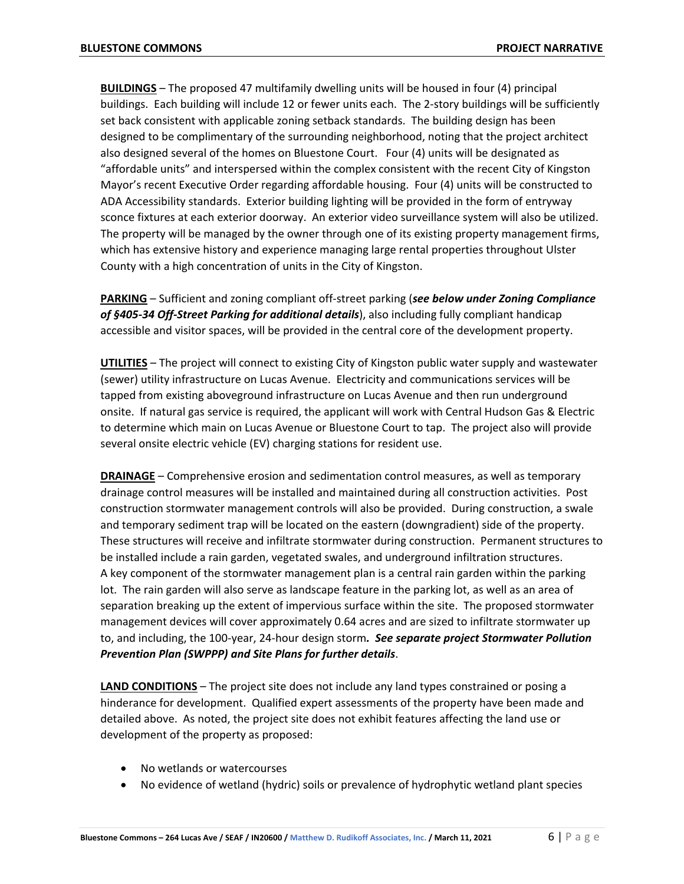**BUILDINGS** – The proposed 47 multifamily dwelling units will be housed in four (4) principal buildings. Each building will include 12 or fewer units each. The 2-story buildings will be sufficiently set back consistent with applicable zoning setback standards. The building design has been designed to be complimentary of the surrounding neighborhood, noting that the project architect also designed several of the homes on Bluestone Court. Four (4) units will be designated as "affordable units" and interspersed within the complex consistent with the recent City of Kingston Mayor's recent Executive Order regarding affordable housing. Four (4) units will be constructed to ADA Accessibility standards. Exterior building lighting will be provided in the form of entryway sconce fixtures at each exterior doorway. An exterior video surveillance system will also be utilized. The property will be managed by the owner through one of its existing property management firms, which has extensive history and experience managing large rental properties throughout Ulster County with a high concentration of units in the City of Kingston.

**PARKING** – Sufficient and zoning compliant off-street parking (***see below under Zoning Compliance of §405-34 Off-Street Parking for additional details***), also including fully compliant handicap accessible and visitor spaces, will be provided in the central core of the development property.

**UTILITIES** – The project will connect to existing City of Kingston public water supply and wastewater (sewer) utility infrastructure on Lucas Avenue. Electricity and communications services will be tapped from existing aboveground infrastructure on Lucas Avenue and then run underground onsite. If natural gas service is required, the applicant will work with Central Hudson Gas & Electric to determine which main on Lucas Avenue or Bluestone Court to tap. The project also will provide several onsite electric vehicle (EV) charging stations for resident use.

**DRAINAGE** – Comprehensive erosion and sedimentation control measures, as well as temporary drainage control measures will be installed and maintained during all construction activities. Post construction stormwater management controls will also be provided. During construction, a swale and temporary sediment trap will be located on the eastern (downgradient) side of the property. These structures will receive and infiltrate stormwater during construction. Permanent structures to be installed include a rain garden, vegetated swales, and underground infiltration structures. A key component of the stormwater management plan is a central rain garden within the parking lot. The rain garden will also serve as landscape feature in the parking lot, as well as an area of separation breaking up the extent of impervious surface within the site. The proposed stormwater management devices will cover approximately 0.64 acres and are sized to infiltrate stormwater up to, and including, the 100-year, 24-hour design storm***. See separate project Stormwater Pollution Prevention Plan (SWPPP) and Site Plans for further details***.

**LAND CONDITIONS** – The project site does not include any land types constrained or posing a hinderance for development. Qualified expert assessments of the property have been made and detailed above. As noted, the project site does not exhibit features affecting the land use or development of the property as proposed:

- No wetlands or watercourses
- No evidence of wetland (hydric) soils or prevalence of hydrophytic wetland plant species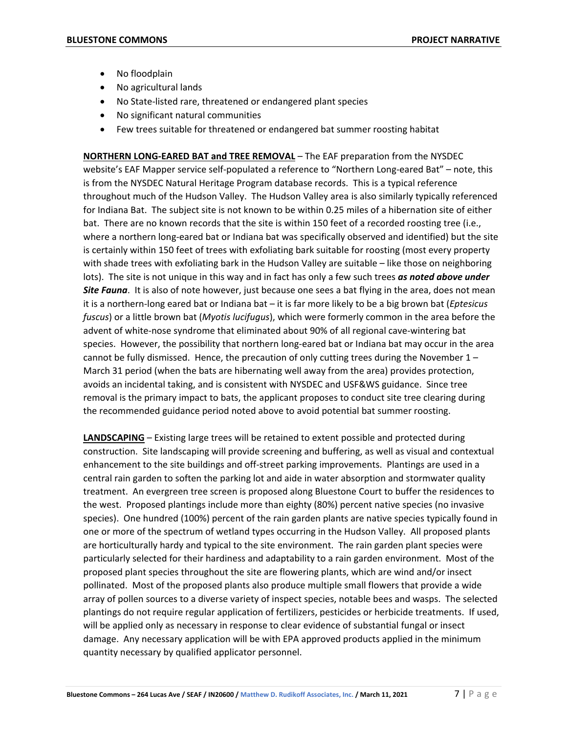- No floodplain
- No agricultural lands
- No State-listed rare, threatened or endangered plant species
- No significant natural communities
- Few trees suitable for threatened or endangered bat summer roosting habitat

**NORTHERN LONG-EARED BAT and TREE REMOVAL** – The EAF preparation from the NYSDEC website's EAF Mapper service self-populated a reference to "Northern Long-eared Bat" – note, this is from the NYSDEC Natural Heritage Program database records. This is a typical reference throughout much of the Hudson Valley. The Hudson Valley area is also similarly typically referenced for Indiana Bat. The subject site is not known to be within 0.25 miles of a hibernation site of either bat. There are no known records that the site is within 150 feet of a recorded roosting tree (i.e., where a northern long-eared bat or Indiana bat was specifically observed and identified) but the site is certainly within 150 feet of trees with exfoliating bark suitable for roosting (most every property with shade trees with exfoliating bark in the Hudson Valley are suitable – like those on neighboring lots). The site is not unique in this way and in fact has only a few such trees ***as noted above under Site Fauna***. It is also of note however, just because one sees a bat flying in the area, does not mean it is a northern-long eared bat or Indiana bat – it is far more likely to be a big brown bat (*Eptesicus fuscus*) or a little brown bat (*Myotis lucifugus*), which were formerly common in the area before the advent of white-nose syndrome that eliminated about 90% of all regional cave-wintering bat species. However, the possibility that northern long-eared bat or Indiana bat may occur in the area cannot be fully dismissed. Hence, the precaution of only cutting trees during the November 1 – March 31 period (when the bats are hibernating well away from the area) provides protection, avoids an incidental taking, and is consistent with NYSDEC and USF&WS guidance. Since tree removal is the primary impact to bats, the applicant proposes to conduct site tree clearing during the recommended guidance period noted above to avoid potential bat summer roosting.

**LANDSCAPING** – Existing large trees will be retained to extent possible and protected during construction. Site landscaping will provide screening and buffering, as well as visual and contextual enhancement to the site buildings and off-street parking improvements. Plantings are used in a central rain garden to soften the parking lot and aide in water absorption and stormwater quality treatment. An evergreen tree screen is proposed along Bluestone Court to buffer the residences to the west. Proposed plantings include more than eighty (80%) percent native species (no invasive species). One hundred (100%) percent of the rain garden plants are native species typically found in one or more of the spectrum of wetland types occurring in the Hudson Valley. All proposed plants are horticulturally hardy and typical to the site environment. The rain garden plant species were particularly selected for their hardiness and adaptability to a rain garden environment. Most of the proposed plant species throughout the site are flowering plants, which are wind and/or insect pollinated. Most of the proposed plants also produce multiple small flowers that provide a wide array of pollen sources to a diverse variety of inspect species, notable bees and wasps. The selected plantings do not require regular application of fertilizers, pesticides or herbicide treatments. If used, will be applied only as necessary in response to clear evidence of substantial fungal or insect damage. Any necessary application will be with EPA approved products applied in the minimum quantity necessary by qualified applicator personnel.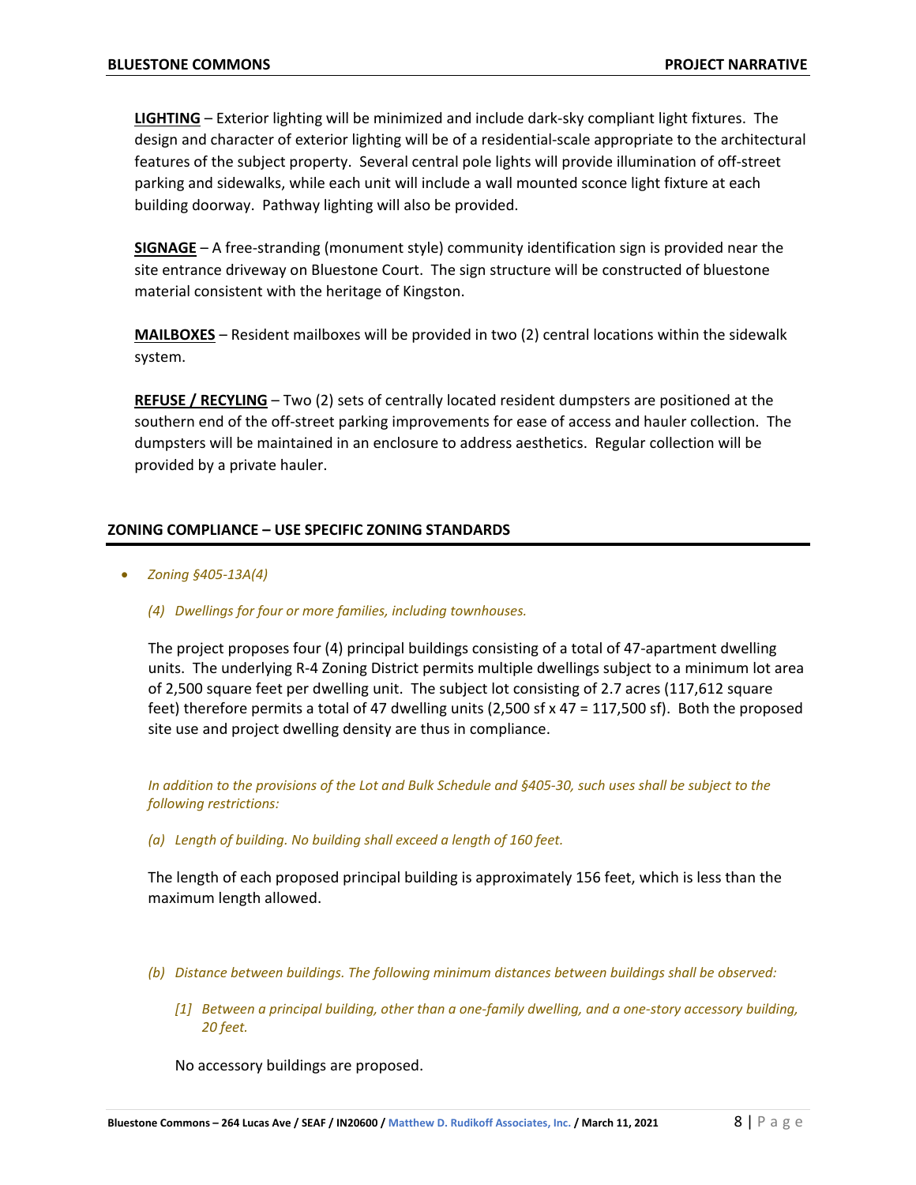**LIGHTING** – Exterior lighting will be minimized and include dark-sky compliant light fixtures. The design and character of exterior lighting will be of a residential-scale appropriate to the architectural features of the subject property. Several central pole lights will provide illumination of off-street parking and sidewalks, while each unit will include a wall mounted sconce light fixture at each building doorway. Pathway lighting will also be provided.

**SIGNAGE** – A free-stranding (monument style) community identification sign is provided near the site entrance driveway on Bluestone Court. The sign structure will be constructed of bluestone material consistent with the heritage of Kingston.

**MAILBOXES** – Resident mailboxes will be provided in two (2) central locations within the sidewalk system.

**REFUSE / RECYLING** – Two (2) sets of centrally located resident dumpsters are positioned at the southern end of the off-street parking improvements for ease of access and hauler collection. The dumpsters will be maintained in an enclosure to address aesthetics. Regular collection will be provided by a private hauler.

## ZONING COMPLIANCE – USE SPECIFIC ZONING STANDARDS

- *Zoning §405-13A(4)*

  *(4) Dwellings for four or more families, including townhouses.*

  The project proposes four (4) principal buildings consisting of a total of 47-apartment dwelling units. The underlying R-4 Zoning District permits multiple dwellings subject to a minimum lot area of 2,500 square feet per dwelling unit. The subject lot consisting of 2.7 acres (117,612 square feet) therefore permits a total of 47 dwelling units (2,500 sf x 47 = 117,500 sf). Both the proposed site use and project dwelling density are thus in compliance.

  *In addition to the provisions of the Lot and Bulk Schedule and §405-30, such uses shall be subject to the following restrictions:*

  *(a) Length of building. No building shall exceed a length of 160 feet.*

  The length of each proposed principal building is approximately 156 feet, which is less than the maximum length allowed.

  *(b) Distance between buildings. The following minimum distances between buildings shall be observed:*

  *[1] Between a principal building, other than a one-family dwelling, and a one-story accessory building, 20 feet.*

  No accessory buildings are proposed.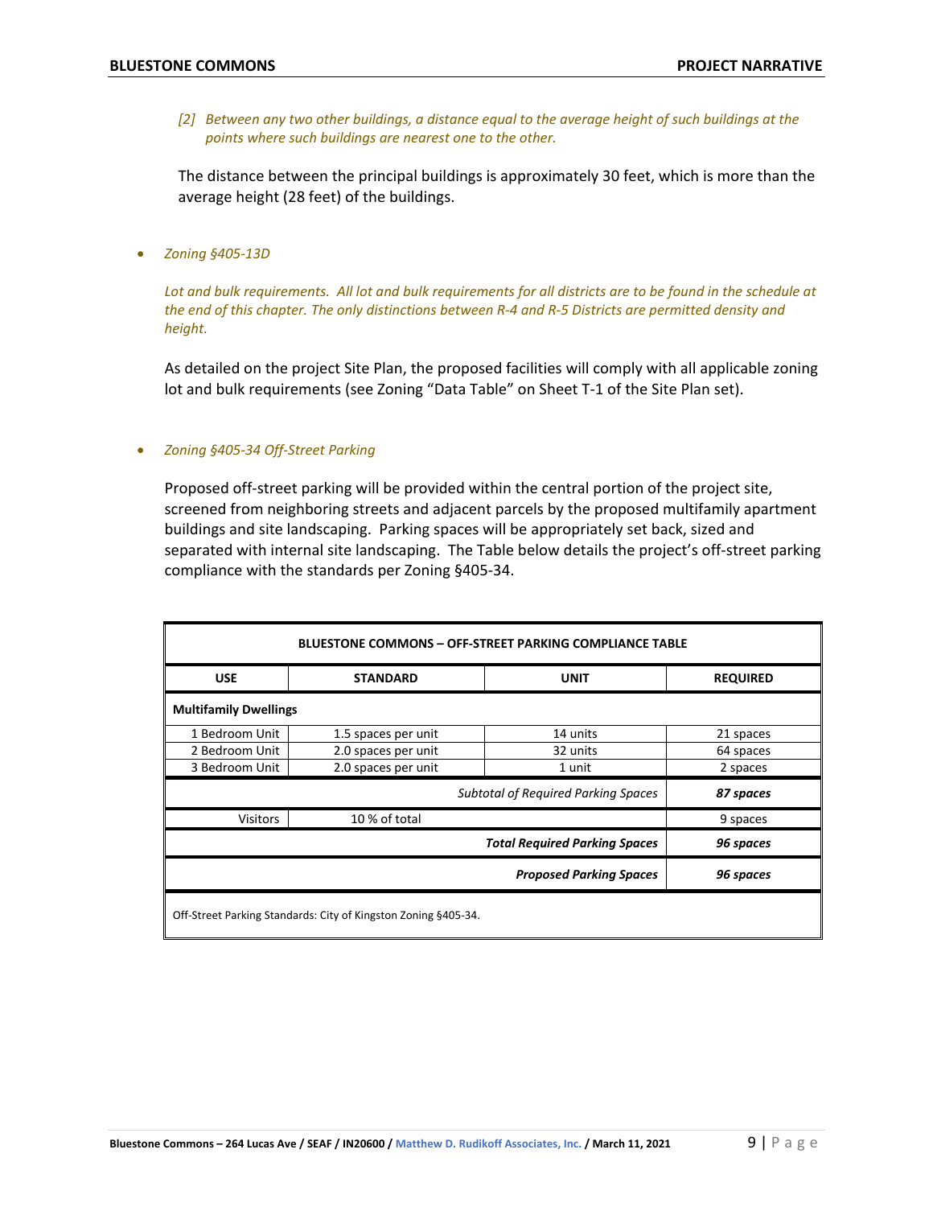*[2] Between any two other buildings, a distance equal to the average height of such buildings at the points where such buildings are nearest one to the other.*

The distance between the principal buildings is approximately 30 feet, which is more than the average height (28 feet) of the buildings.

- *Zoning §405-13D*

  *Lot and bulk requirements. All lot and bulk requirements for all districts are to be found in the schedule at the end of this chapter. The only distinctions between R-4 and R-5 Districts are permitted density and height.*

  As detailed on the project Site Plan, the proposed facilities will comply with all applicable zoning lot and bulk requirements (see Zoning "Data Table" on Sheet T-1 of the Site Plan set).

- *Zoning §405-34 Off-Street Parking*

  Proposed off-street parking will be provided within the central portion of the project site, screened from neighboring streets and adjacent parcels by the proposed multifamily apartment buildings and site landscaping. Parking spaces will be appropriately set back, sized and separated with internal site landscaping. The Table below details the project's off-street parking compliance with the standards per Zoning §405-34.

**BLUESTONE COMMONS – OFF-STREET PARKING COMPLIANCE TABLE**

| USE | STANDARD | UNIT | REQUIRED |
|---|---|---|---|
| **Multifamily Dwellings** | | | |
| 1 Bedroom Unit | 1.5 spaces per unit | 14 units | 21 spaces |
| 2 Bedroom Unit | 2.0 spaces per unit | 32 units | 64 spaces |
| 3 Bedroom Unit | 2.0 spaces per unit | 1 unit | 2 spaces |
| | | *Subtotal of Required Parking Spaces* | ***87 spaces*** |
| Visitors | 10 % of total | | 9 spaces |
| | | ***Total Required Parking Spaces*** | ***96 spaces*** |
| | | ***Proposed Parking Spaces*** | ***96 spaces*** |

Off-Street Parking Standards: City of Kingston Zoning §405-34.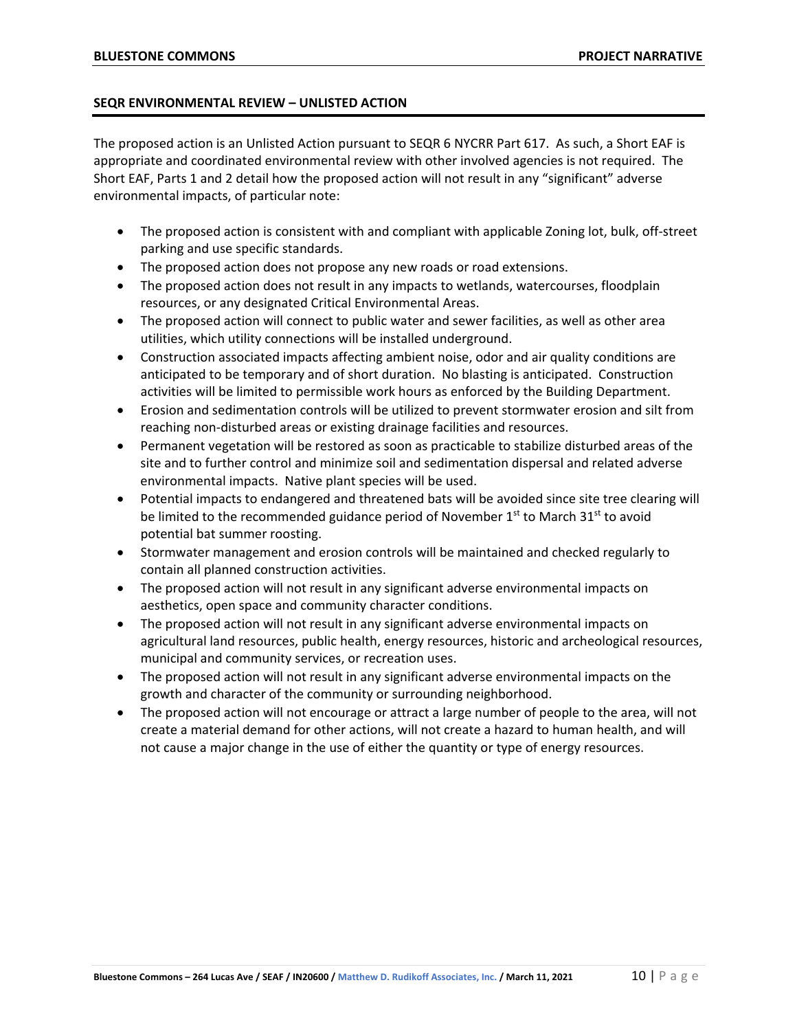## SEQR ENVIRONMENTAL REVIEW – UNLISTED ACTION

The proposed action is an Unlisted Action pursuant to SEQR 6 NYCRR Part 617. As such, a Short EAF is appropriate and coordinated environmental review with other involved agencies is not required. The Short EAF, Parts 1 and 2 detail how the proposed action will not result in any "significant" adverse environmental impacts, of particular note:

- The proposed action is consistent with and compliant with applicable Zoning lot, bulk, off-street parking and use specific standards.
- The proposed action does not propose any new roads or road extensions.
- The proposed action does not result in any impacts to wetlands, watercourses, floodplain resources, or any designated Critical Environmental Areas.
- The proposed action will connect to public water and sewer facilities, as well as other area utilities, which utility connections will be installed underground.
- Construction associated impacts affecting ambient noise, odor and air quality conditions are anticipated to be temporary and of short duration. No blasting is anticipated. Construction activities will be limited to permissible work hours as enforced by the Building Department.
- Erosion and sedimentation controls will be utilized to prevent stormwater erosion and silt from reaching non-disturbed areas or existing drainage facilities and resources.
- Permanent vegetation will be restored as soon as practicable to stabilize disturbed areas of the site and to further control and minimize soil and sedimentation dispersal and related adverse environmental impacts. Native plant species will be used.
- Potential impacts to endangered and threatened bats will be avoided since site tree clearing will be limited to the recommended guidance period of November 1st to March 31st to avoid potential bat summer roosting.
- Stormwater management and erosion controls will be maintained and checked regularly to contain all planned construction activities.
- The proposed action will not result in any significant adverse environmental impacts on aesthetics, open space and community character conditions.
- The proposed action will not result in any significant adverse environmental impacts on agricultural land resources, public health, energy resources, historic and archeological resources, municipal and community services, or recreation uses.
- The proposed action will not result in any significant adverse environmental impacts on the growth and character of the community or surrounding neighborhood.
- The proposed action will not encourage or attract a large number of people to the area, will not create a material demand for other actions, will not create a hazard to human health, and will not cause a major change in the use of either the quantity or type of energy resources.